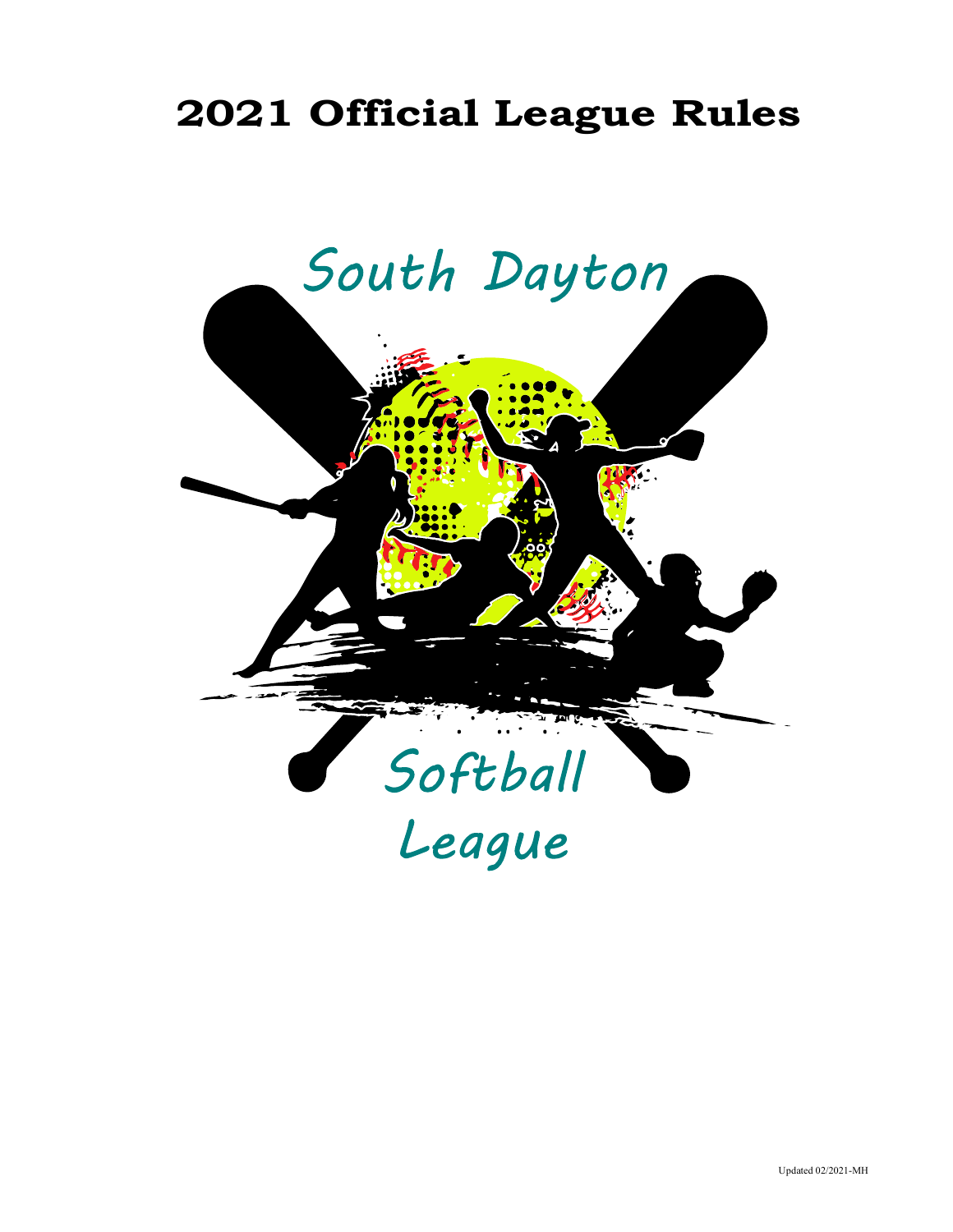# 2021 Official League Rules

South Dayton

Softball

League

Updated 02/2021-MH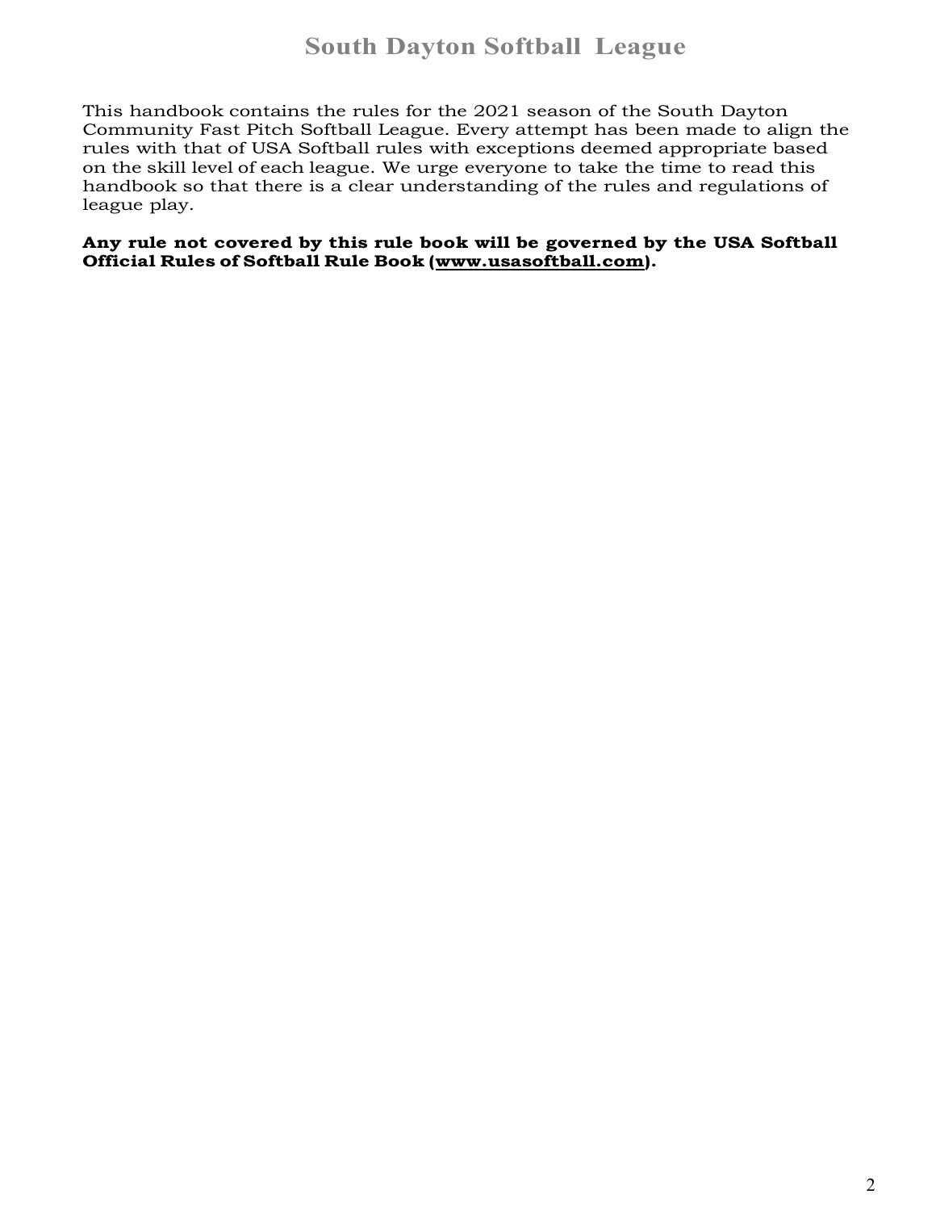# South Dayton Softball League

This handbook contains the rules for the 2021 season of the South Dayton Community Fast Pitch Softball League. Every attempt has been made to align the rules with that of USA Softball rules with exceptions deemed appropriate based on the skill level of each league. We urge everyone to take the time to read this handbook so that there is a clear understanding of the rules and regulations of league play.

**Any rule not covered by this rule book will be governed by the USA Softball Official Rules of Softball Rule Book (www.usasoftball.com).**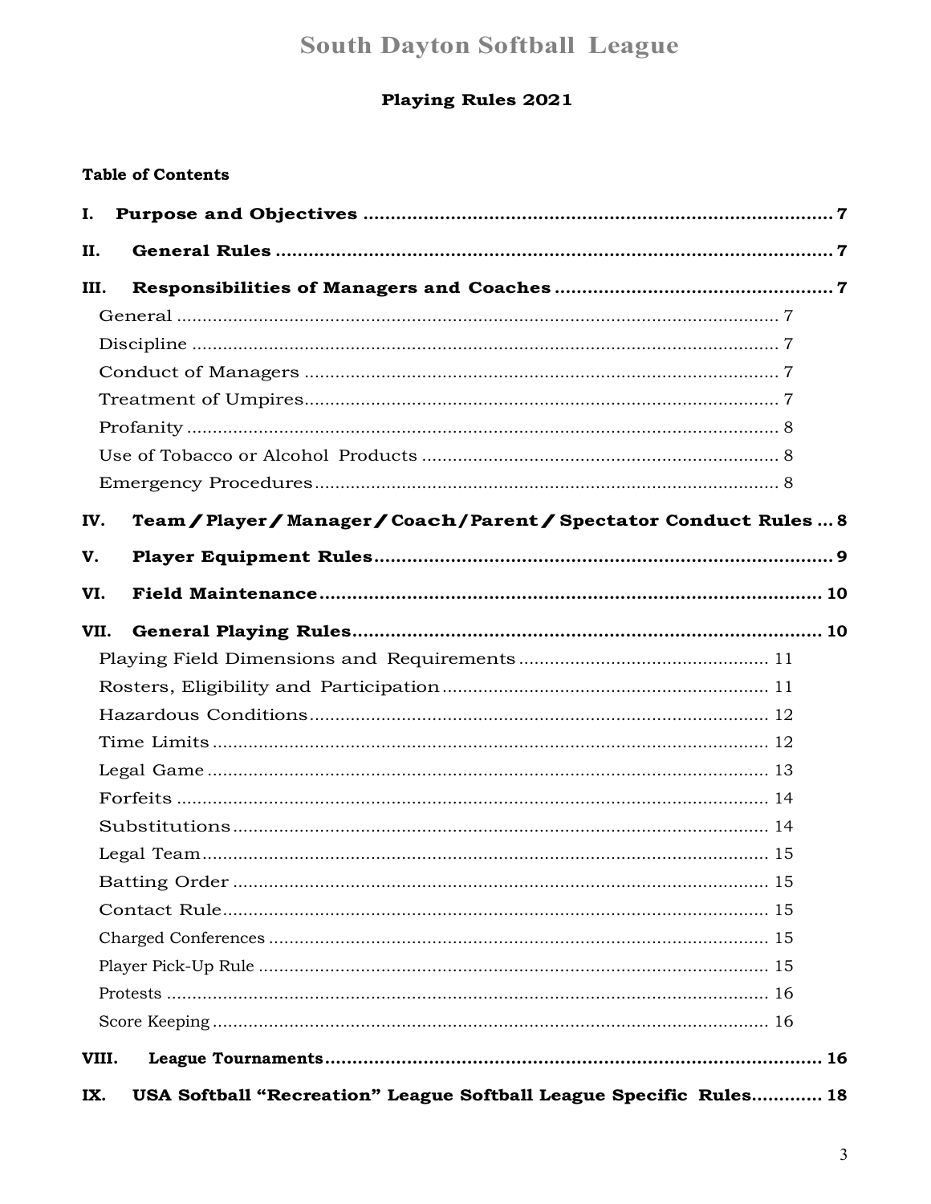# South Dayton Softball League

## Playing Rules 2021

**Table of Contents**

**I. Purpose and Objectives .......... 7**

**II. General Rules .......... 7**

**III. Responsibilities of Managers and Coaches .......... 7**

- General .......... 7
- Discipline .......... 7
- Conduct of Managers .......... 7
- Treatment of Umpires .......... 7
- Profanity .......... 8
- Use of Tobacco or Alcohol Products .......... 8
- Emergency Procedures .......... 8

**IV. Team / Player / Manager / Coach/Parent / Spectator Conduct Rules ... 8**

**V. Player Equipment Rules .......... 9**

**VI. Field Maintenance .......... 10**

**VII. General Playing Rules .......... 10**

- Playing Field Dimensions and Requirements .......... 11
- Rosters, Eligibility and Participation .......... 11
- Hazardous Conditions .......... 12
- Time Limits .......... 12
- Legal Game .......... 13
- Forfeits .......... 14
- Substitutions .......... 14
- Legal Team .......... 15
- Batting Order .......... 15
- Contact Rule .......... 15
- Charged Conferences .......... 15
- Player Pick-Up Rule .......... 15
- Protests .......... 16
- Score Keeping .......... 16

**VIII. League Tournaments .......... 16**

**IX. USA Softball "Recreation" League Softball League Specific Rules.......... 18**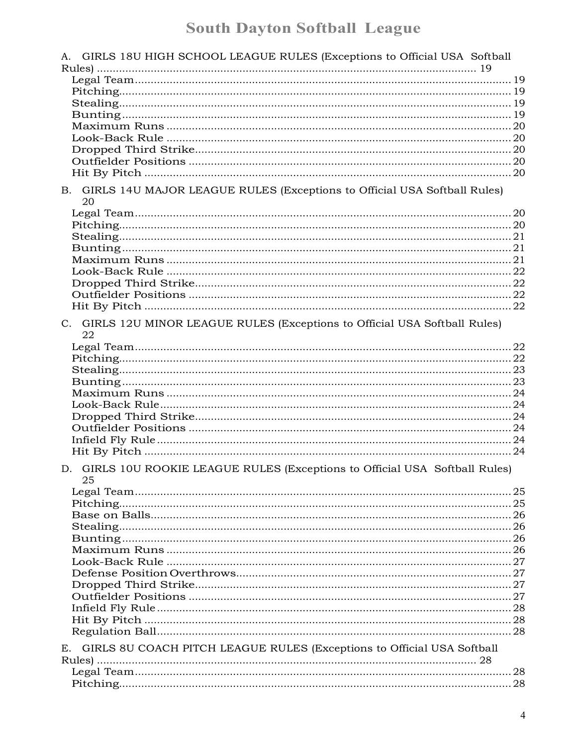A. GIRLS 18U HIGH SCHOOL LEAGUE RULES (Exceptions to Official USA Softball Rules) .......... 19

- Legal Team .......... 19
- Pitching .......... 19
- Stealing .......... 19
- Bunting .......... 19
- Maximum Runs .......... 20
- Look-Back Rule .......... 20
- Dropped Third Strike .......... 20
- Outfielder Positions .......... 20
- Hit By Pitch .......... 20

B. GIRLS 14U MAJOR LEAGUE RULES (Exceptions to Official USA Softball Rules) 20

- Legal Team .......... 20
- Pitching .......... 20
- Stealing .......... 21
- Bunting .......... 21
- Maximum Runs .......... 21
- Look-Back Rule .......... 22
- Dropped Third Strike .......... 22
- Outfielder Positions .......... 22
- Hit By Pitch .......... 22

C. GIRLS 12U MINOR LEAGUE RULES (Exceptions to Official USA Softball Rules) 22

- Legal Team .......... 22
- Pitching .......... 22
- Stealing .......... 23
- Bunting .......... 23
- Maximum Runs .......... 24
- Look-Back Rule .......... 24
- Dropped Third Strike .......... 24
- Outfielder Positions .......... 24
- Infield Fly Rule .......... 24
- Hit By Pitch .......... 24

D. GIRLS 10U ROOKIE LEAGUE RULES (Exceptions to Official USA Softball Rules) 25

- Legal Team .......... 25
- Pitching .......... 25
- Base on Balls .......... 26
- Stealing .......... 26
- Bunting .......... 26
- Maximum Runs .......... 26
- Look-Back Rule .......... 27
- Defense Position Overthrows .......... 27
- Dropped Third Strike .......... 27
- Outfielder Positions .......... 27
- Infield Fly Rule .......... 28
- Hit By Pitch .......... 28
- Regulation Ball .......... 28

E. GIRLS 8U COACH PITCH LEAGUE RULES (Exceptions to Official USA Softball Rules) .......... 28

- Legal Team .......... 28
- Pitching .......... 28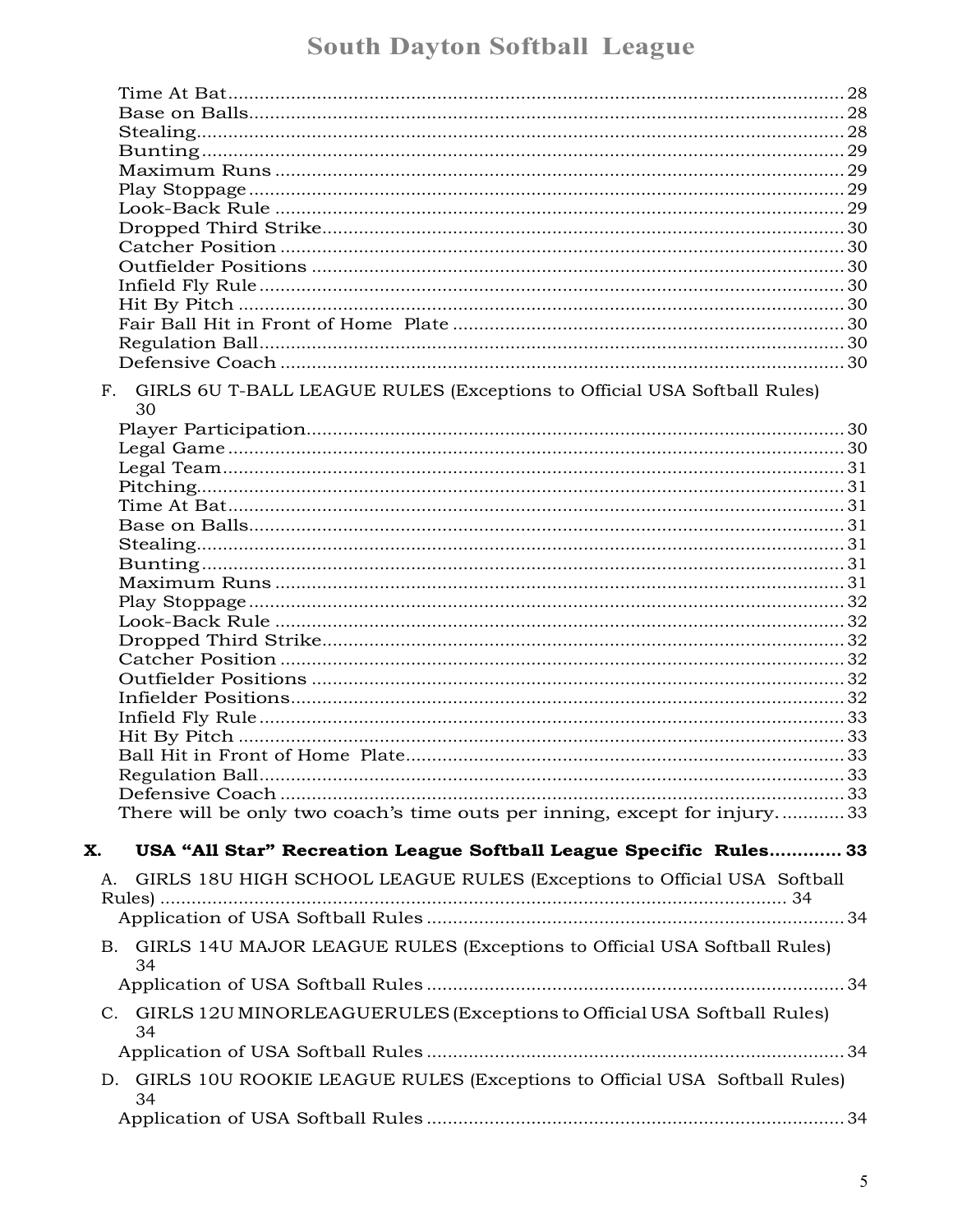Time At Bat ........................................................................................................ 28
Base on Balls ....................................................................................................... 28
Stealing ............................................................................................................. 28
Bunting .............................................................................................................. 29
Maximum Runs ................................................................................................... 29
Play Stoppage ..................................................................................................... 29
Look-Back Rule ................................................................................................... 29
Dropped Third Strike ........................................................................................... 30
Catcher Position .................................................................................................. 30
Outfielder Positions ............................................................................................. 30
Infield Fly Rule .................................................................................................... 30
Hit By Pitch ......................................................................................................... 30
Fair Ball Hit in Front of Home Plate ....................................................................... 30
Regulation Ball .................................................................................................... 30
Defensive Coach .................................................................................................. 30

F. GIRLS 6U T-BALL LEAGUE RULES (Exceptions to Official USA Softball Rules) 30

Player Participation .............................................................................................. 30
Legal Game ......................................................................................................... 30
Legal Team .......................................................................................................... 31
Pitching .............................................................................................................. 31
Time At Bat ......................................................................................................... 31
Base on Balls ....................................................................................................... 31
Stealing ............................................................................................................... 31
Bunting ............................................................................................................... 31
Maximum Runs .................................................................................................... 31
Play Stoppage ...................................................................................................... 32
Look-Back Rule .................................................................................................... 32
Dropped Third Strike ............................................................................................ 32
Catcher Position ................................................................................................... 32
Outfielder Positions .............................................................................................. 32
Infielder Positions ................................................................................................. 32
Infield Fly Rule ..................................................................................................... 33
Hit By Pitch .......................................................................................................... 33
Ball Hit in Front of Home Plate .............................................................................. 33
Regulation Ball ..................................................................................................... 33
Defensive Coach ................................................................................................... 33
There will be only two coach's time outs per inning, except for injury. ............ 33

**X. USA "All Star" Recreation League Softball League Specific Rules ............ 33**

A. GIRLS 18U HIGH SCHOOL LEAGUE RULES (Exceptions to Official USA Softball Rules) ..................................................................................................... 34

Application of USA Softball Rules ........................................................................ 34

B. GIRLS 14U MAJOR LEAGUE RULES (Exceptions to Official USA Softball Rules) 34

Application of USA Softball Rules ........................................................................ 34

C. GIRLS 12U MINORLEAGUERULES (Exceptions to Official USA Softball Rules) 34

Application of USA Softball Rules ........................................................................ 34

D. GIRLS 10U ROOKIE LEAGUE RULES (Exceptions to Official USA Softball Rules) 34

Application of USA Softball Rules ........................................................................ 34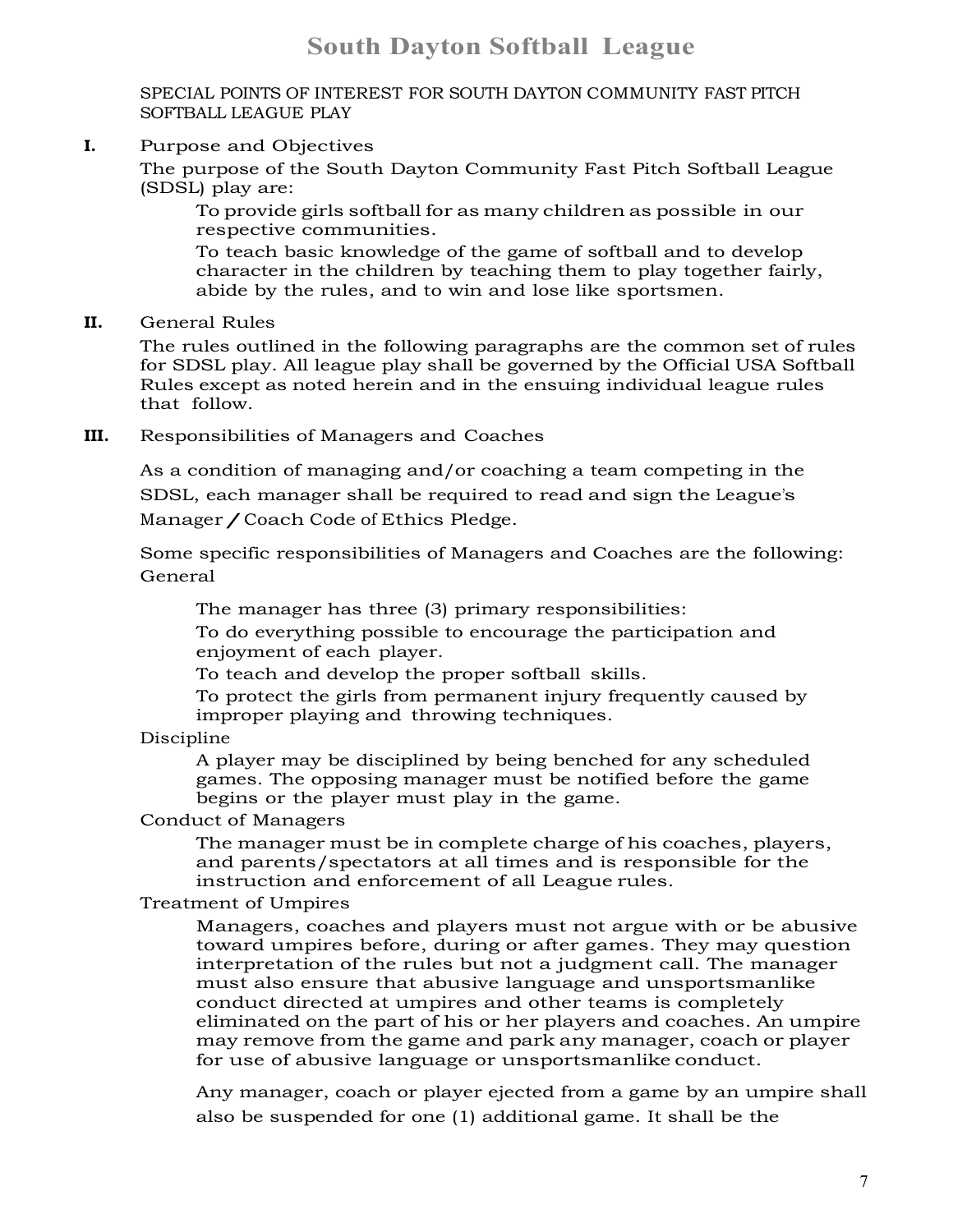# South Dayton Softball League

SPECIAL POINTS OF INTEREST FOR SOUTH DAYTON COMMUNITY FAST PITCH SOFTBALL LEAGUE PLAY

**I.** Purpose and Objectives

The purpose of the South Dayton Community Fast Pitch Softball League (SDSL) play are:

To provide girls softball for as many children as possible in our respective communities.

To teach basic knowledge of the game of softball and to develop character in the children by teaching them to play together fairly, abide by the rules, and to win and lose like sportsmen.

**II.** General Rules

The rules outlined in the following paragraphs are the common set of rules for SDSL play. All league play shall be governed by the Official USA Softball Rules except as noted herein and in the ensuing individual league rules that follow.

**III.** Responsibilities of Managers and Coaches

As a condition of managing and/or coaching a team competing in the SDSL, each manager shall be required to read and sign the League's Manager / Coach Code of Ethics Pledge.

Some specific responsibilities of Managers and Coaches are the following:

General

The manager has three (3) primary responsibilities:

To do everything possible to encourage the participation and enjoyment of each player.

To teach and develop the proper softball skills.

To protect the girls from permanent injury frequently caused by improper playing and throwing techniques.

Discipline

A player may be disciplined by being benched for any scheduled games. The opposing manager must be notified before the game begins or the player must play in the game.

Conduct of Managers

The manager must be in complete charge of his coaches, players, and parents/spectators at all times and is responsible for the instruction and enforcement of all League rules.

Treatment of Umpires

Managers, coaches and players must not argue with or be abusive toward umpires before, during or after games. They may question interpretation of the rules but not a judgment call. The manager must also ensure that abusive language and unsportsmanlike conduct directed at umpires and other teams is completely eliminated on the part of his or her players and coaches. An umpire may remove from the game and park any manager, coach or player for use of abusive language or unsportsmanlike conduct.

Any manager, coach or player ejected from a game by an umpire shall also be suspended for one (1) additional game. It shall be the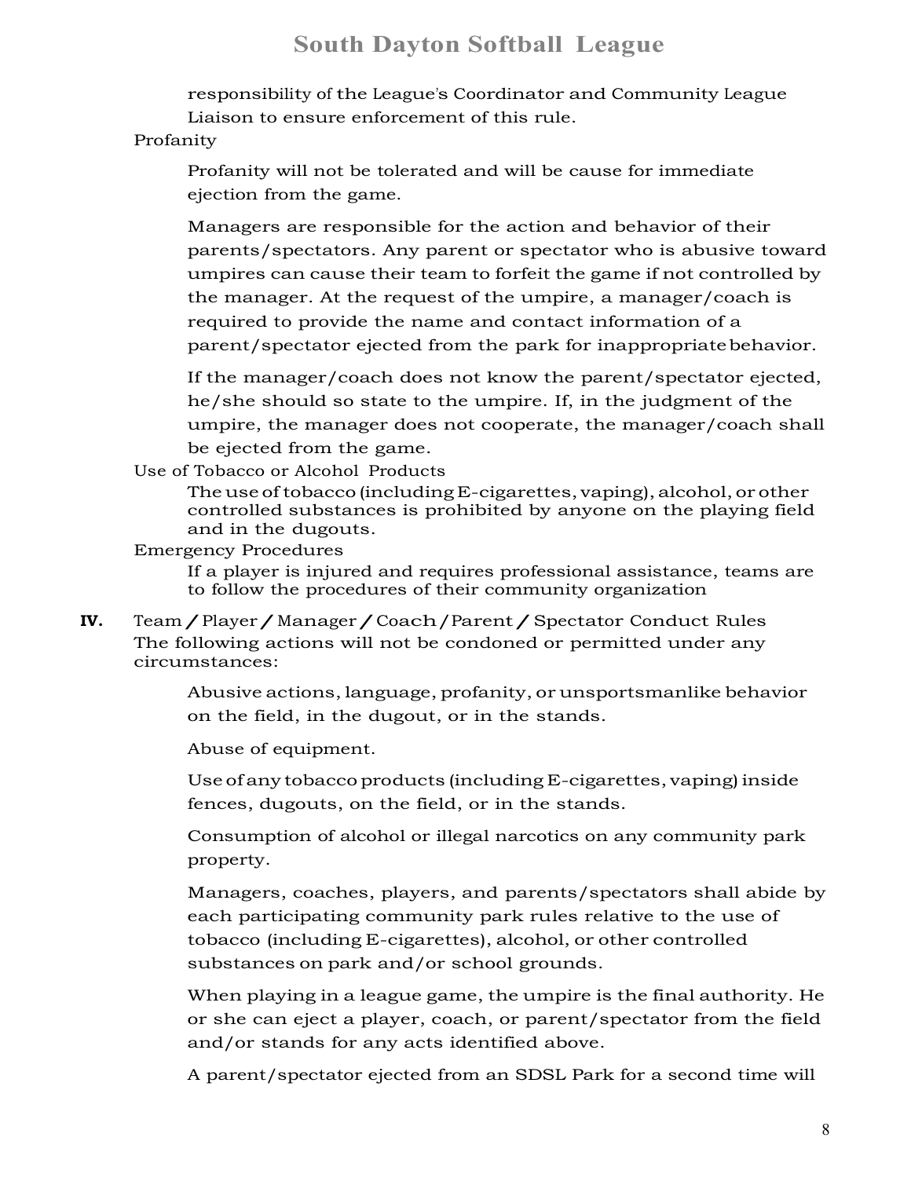responsibility of the League's Coordinator and Community League Liaison to ensure enforcement of this rule.

Profanity

Profanity will not be tolerated and will be cause for immediate ejection from the game.

Managers are responsible for the action and behavior of their parents/spectators. Any parent or spectator who is abusive toward umpires can cause their team to forfeit the game if not controlled by the manager. At the request of the umpire, a manager/coach is required to provide the name and contact information of a parent/spectator ejected from the park for inappropriate behavior.

If the manager/coach does not know the parent/spectator ejected, he/she should so state to the umpire. If, in the judgment of the umpire, the manager does not cooperate, the manager/coach shall be ejected from the game.

Use of Tobacco or Alcohol Products

The use of tobacco (including E-cigarettes, vaping), alcohol, or other controlled substances is prohibited by anyone on the playing field and in the dugouts.

Emergency Procedures

If a player is injured and requires professional assistance, teams are to follow the procedures of their community organization

**IV.** Team / Player / Manager / Coach / Parent / Spectator Conduct Rules

The following actions will not be condoned or permitted under any circumstances:

Abusive actions, language, profanity, or unsportsmanlike behavior on the field, in the dugout, or in the stands.

Abuse of equipment.

Use of any tobacco products (including E-cigarettes, vaping) inside fences, dugouts, on the field, or in the stands.

Consumption of alcohol or illegal narcotics on any community park property.

Managers, coaches, players, and parents/spectators shall abide by each participating community park rules relative to the use of tobacco (including E-cigarettes), alcohol, or other controlled substances on park and/or school grounds.

When playing in a league game, the umpire is the final authority. He or she can eject a player, coach, or parent/spectator from the field and/or stands for any acts identified above.

A parent/spectator ejected from an SDSL Park for a second time will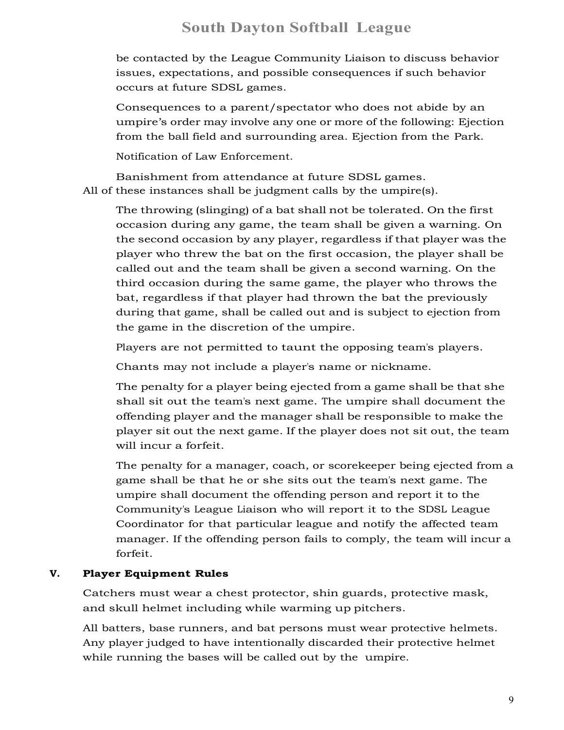be contacted by the League Community Liaison to discuss behavior issues, expectations, and possible consequences if such behavior occurs at future SDSL games.

Consequences to a parent/spectator who does not abide by an umpire's order may involve any one or more of the following: Ejection from the ball field and surrounding area. Ejection from the Park.

Notification of Law Enforcement.

Banishment from attendance at future SDSL games.

All of these instances shall be judgment calls by the umpire(s).

The throwing (slinging) of a bat shall not be tolerated. On the first occasion during any game, the team shall be given a warning. On the second occasion by any player, regardless if that player was the player who threw the bat on the first occasion, the player shall be called out and the team shall be given a second warning. On the third occasion during the same game, the player who throws the bat, regardless if that player had thrown the bat the previously during that game, shall be called out and is subject to ejection from the game in the discretion of the umpire.

Players are not permitted to taunt the opposing team's players.

Chants may not include a player's name or nickname.

The penalty for a player being ejected from a game shall be that she shall sit out the team's next game. The umpire shall document the offending player and the manager shall be responsible to make the player sit out the next game. If the player does not sit out, the team will incur a forfeit.

The penalty for a manager, coach, or scorekeeper being ejected from a game shall be that he or she sits out the team's next game. The umpire shall document the offending person and report it to the Community's League Liaison who will report it to the SDSL League Coordinator for that particular league and notify the affected team manager. If the offending person fails to comply, the team will incur a forfeit.

## V. Player Equipment Rules

Catchers must wear a chest protector, shin guards, protective mask, and skull helmet including while warming up pitchers.

All batters, base runners, and bat persons must wear protective helmets. Any player judged to have intentionally discarded their protective helmet while running the bases will be called out by the umpire.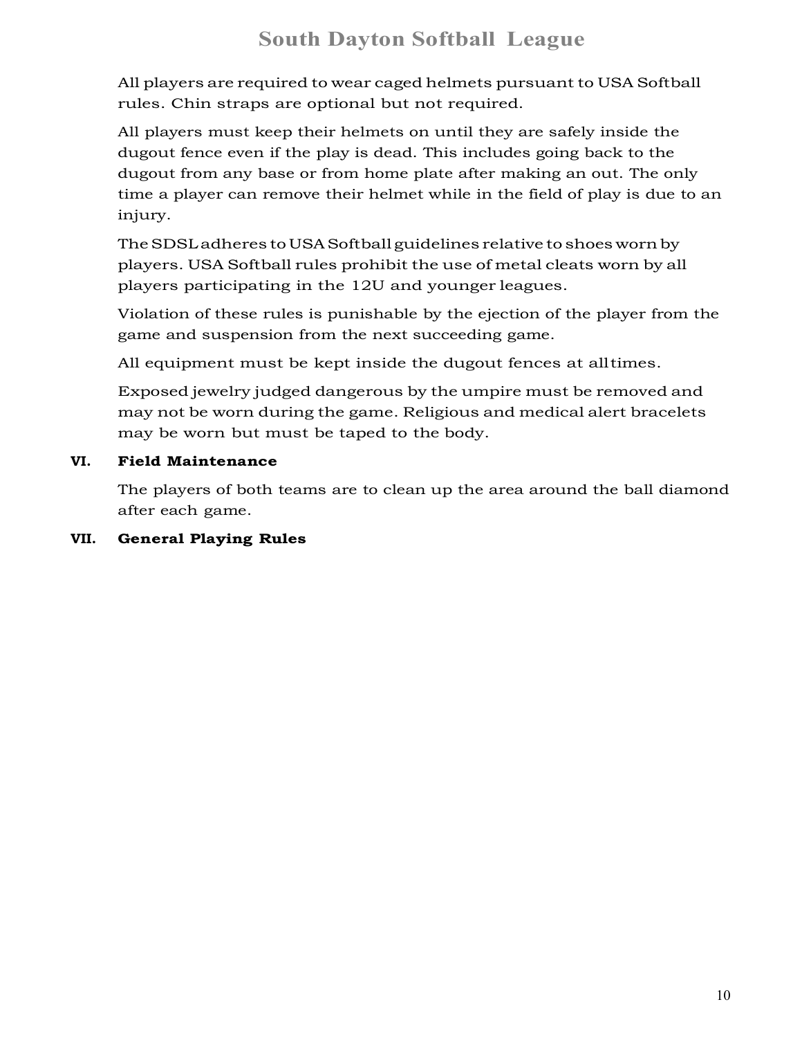All players are required to wear caged helmets pursuant to USA Softball rules. Chin straps are optional but not required.

All players must keep their helmets on until they are safely inside the dugout fence even if the play is dead. This includes going back to the dugout from any base or from home plate after making an out. The only time a player can remove their helmet while in the field of play is due to an injury.

The SDSL adheres to USA Softball guidelines relative to shoes worn by players. USA Softball rules prohibit the use of metal cleats worn by all players participating in the 12U and younger leagues.

Violation of these rules is punishable by the ejection of the player from the game and suspension from the next succeeding game.

All equipment must be kept inside the dugout fences at all times.

Exposed jewelry judged dangerous by the umpire must be removed and may not be worn during the game. Religious and medical alert bracelets may be worn but must be taped to the body.

## VI. Field Maintenance

The players of both teams are to clean up the area around the ball diamond after each game.

## VII. General Playing Rules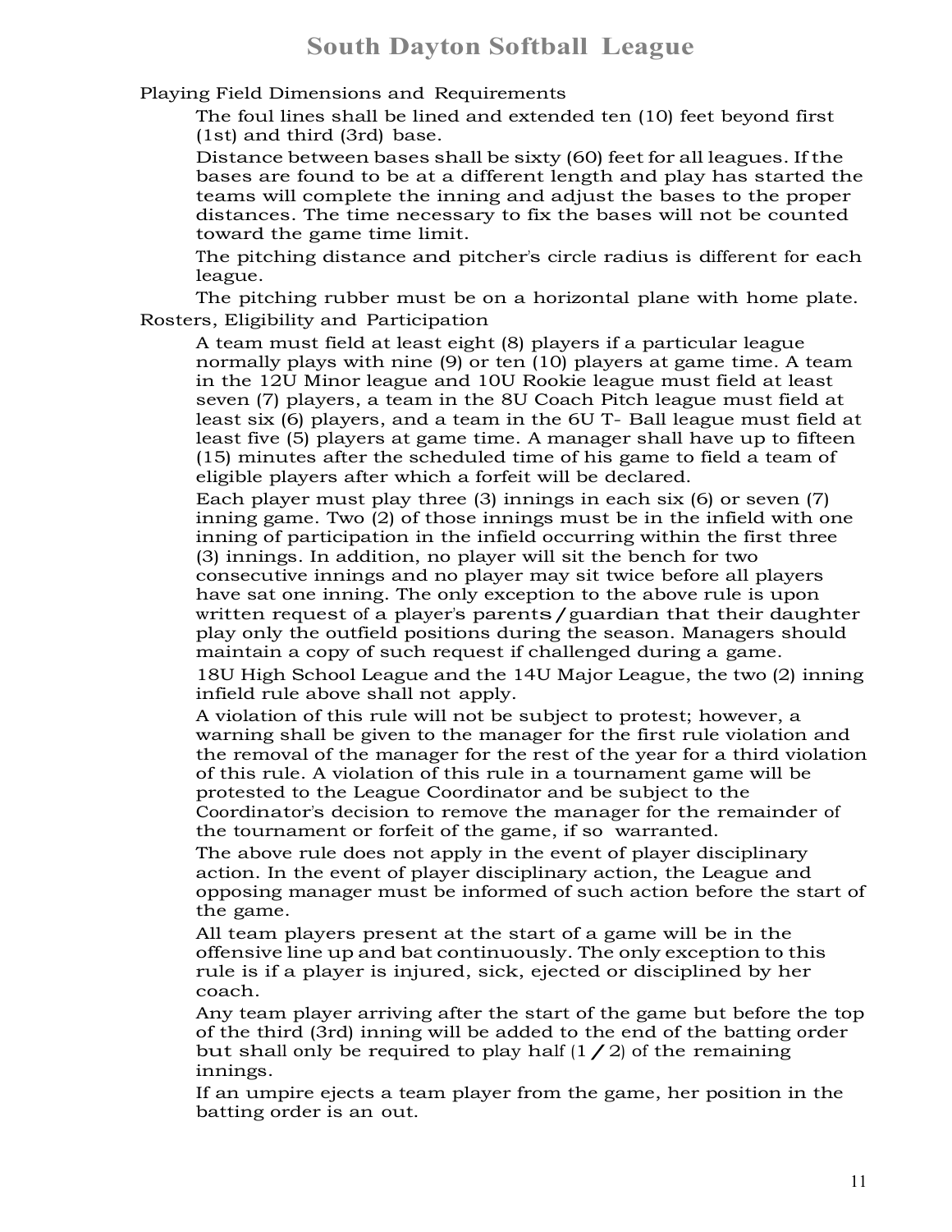## Playing Field Dimensions and Requirements

The foul lines shall be lined and extended ten (10) feet beyond first (1st) and third (3rd) base.

Distance between bases shall be sixty (60) feet for all leagues. If the bases are found to be at a different length and play has started the teams will complete the inning and adjust the bases to the proper distances. The time necessary to fix the bases will not be counted toward the game time limit.

The pitching distance and pitcher's circle radius is different for each league.

The pitching rubber must be on a horizontal plane with home plate.

## Rosters, Eligibility and Participation

A team must field at least eight (8) players if a particular league normally plays with nine (9) or ten (10) players at game time. A team in the 12U Minor league and 10U Rookie league must field at least seven (7) players, a team in the 8U Coach Pitch league must field at least six (6) players, and a team in the 6U T- Ball league must field at least five (5) players at game time. A manager shall have up to fifteen (15) minutes after the scheduled time of his game to field a team of eligible players after which a forfeit will be declared.

Each player must play three (3) innings in each six (6) or seven (7) inning game. Two (2) of those innings must be in the infield with one inning of participation in the infield occurring within the first three (3) innings. In addition, no player will sit the bench for two consecutive innings and no player may sit twice before all players have sat one inning. The only exception to the above rule is upon written request of a player's parents / guardian that their daughter play only the outfield positions during the season. Managers should maintain a copy of such request if challenged during a game.

18U High School League and the 14U Major League, the two (2) inning infield rule above shall not apply.

A violation of this rule will not be subject to protest; however, a warning shall be given to the manager for the first rule violation and the removal of the manager for the rest of the year for a third violation of this rule. A violation of this rule in a tournament game will be protested to the League Coordinator and be subject to the Coordinator's decision to remove the manager for the remainder of the tournament or forfeit of the game, if so warranted.

The above rule does not apply in the event of player disciplinary action. In the event of player disciplinary action, the League and opposing manager must be informed of such action before the start of the game.

All team players present at the start of a game will be in the offensive line up and bat continuously. The only exception to this rule is if a player is injured, sick, ejected or disciplined by her coach.

Any team player arriving after the start of the game but before the top of the third (3rd) inning will be added to the end of the batting order but shall only be required to play half (1 / 2) of the remaining innings.

If an umpire ejects a team player from the game, her position in the batting order is an out.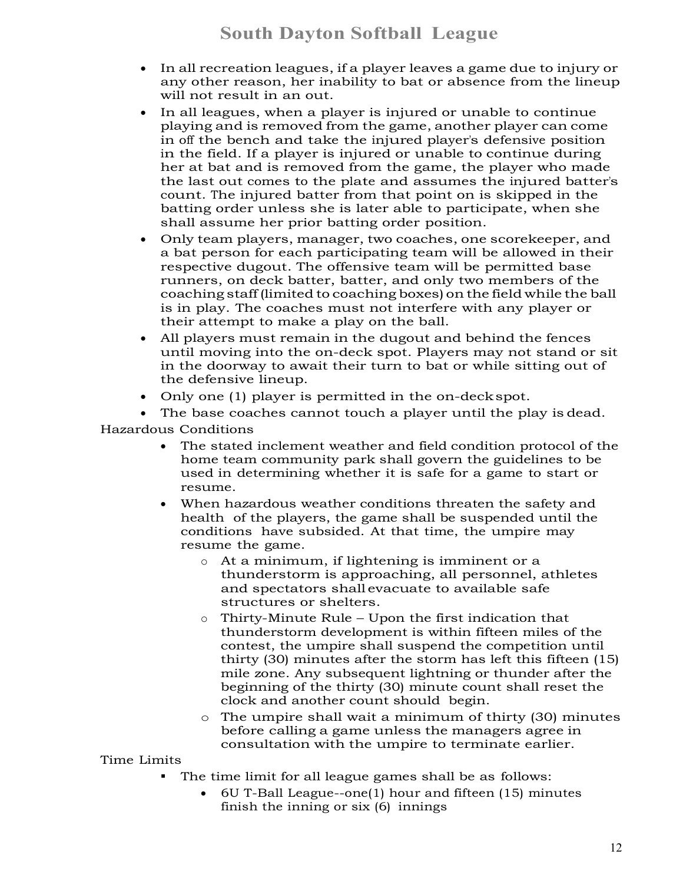- In all recreation leagues, if a player leaves a game due to injury or any other reason, her inability to bat or absence from the lineup will not result in an out.
- In all leagues, when a player is injured or unable to continue playing and is removed from the game, another player can come in off the bench and take the injured player's defensive position in the field. If a player is injured or unable to continue during her at bat and is removed from the game, the player who made the last out comes to the plate and assumes the injured batter's count. The injured batter from that point on is skipped in the batting order unless she is later able to participate, when she shall assume her prior batting order position.
- Only team players, manager, two coaches, one scorekeeper, and a bat person for each participating team will be allowed in their respective dugout. The offensive team will be permitted base runners, on deck batter, batter, and only two members of the coaching staff (limited to coaching boxes) on the field while the ball is in play. The coaches must not interfere with any player or their attempt to make a play on the ball.
- All players must remain in the dugout and behind the fences until moving into the on-deck spot. Players may not stand or sit in the doorway to await their turn to bat or while sitting out of the defensive lineup.
- Only one (1) player is permitted in the on-deck spot.
- The base coaches cannot touch a player until the play is dead.

Hazardous Conditions

- The stated inclement weather and field condition protocol of the home team community park shall govern the guidelines to be used in determining whether it is safe for a game to start or resume.
- When hazardous weather conditions threaten the safety and health of the players, the game shall be suspended until the conditions have subsided. At that time, the umpire may resume the game.
    - At a minimum, if lightening is imminent or a thunderstorm is approaching, all personnel, athletes and spectators shall evacuate to available safe structures or shelters.
    - Thirty-Minute Rule – Upon the first indication that thunderstorm development is within fifteen miles of the contest, the umpire shall suspend the competition until thirty (30) minutes after the storm has left this fifteen (15) mile zone. Any subsequent lightning or thunder after the beginning of the thirty (30) minute count shall reset the clock and another count should begin.
    - The umpire shall wait a minimum of thirty (30) minutes before calling a game unless the managers agree in consultation with the umpire to terminate earlier.

Time Limits

- The time limit for all league games shall be as follows:
    - 6U T-Ball League--one(1) hour and fifteen (15) minutes finish the inning or six (6) innings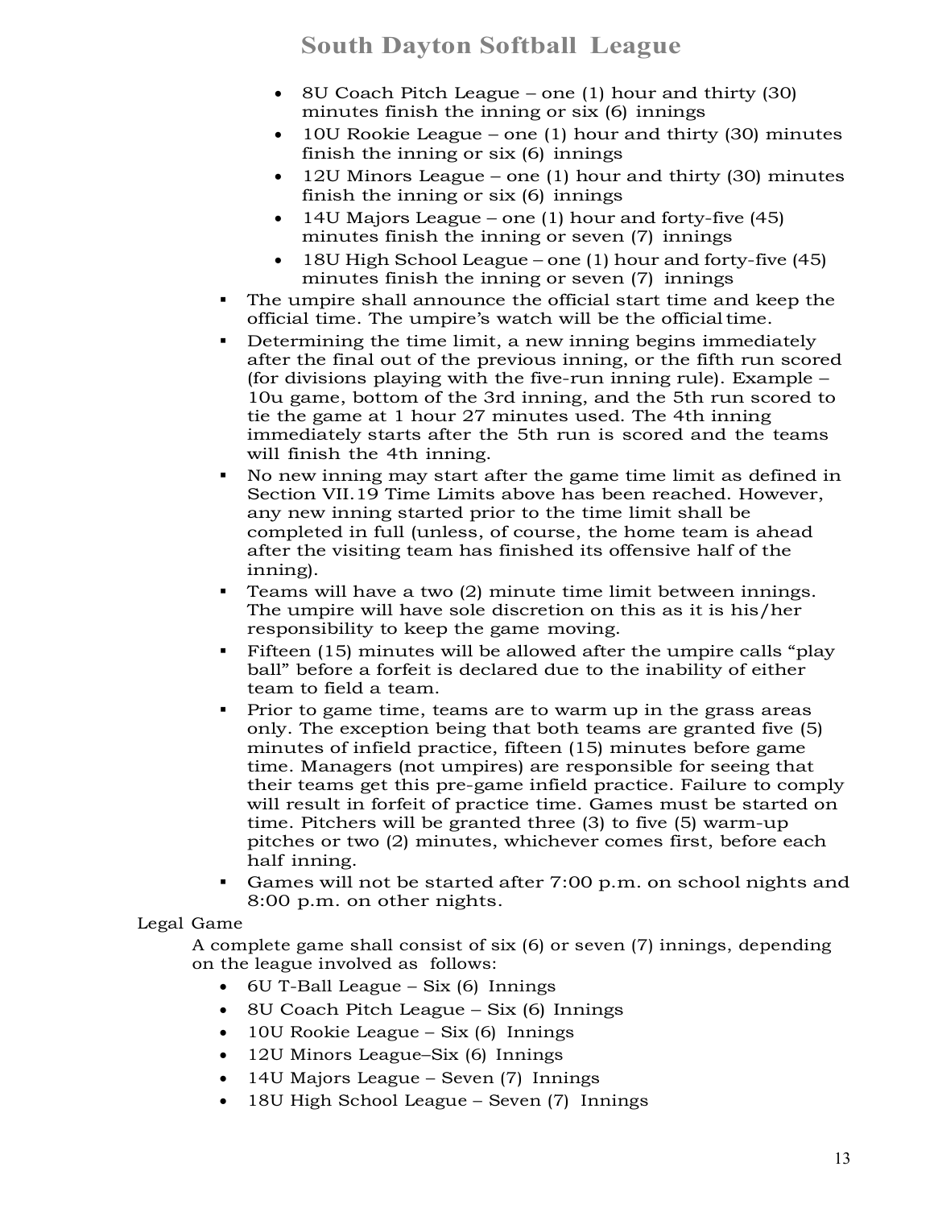- 8U Coach Pitch League – one (1) hour and thirty (30) minutes finish the inning or six (6) innings
- 10U Rookie League – one (1) hour and thirty (30) minutes finish the inning or six (6) innings
- 12U Minors League – one (1) hour and thirty (30) minutes finish the inning or six (6) innings
- 14U Majors League – one (1) hour and forty-five (45) minutes finish the inning or seven (7) innings
- 18U High School League – one (1) hour and forty-five (45) minutes finish the inning or seven (7) innings

- The umpire shall announce the official start time and keep the official time. The umpire's watch will be the official time.
- Determining the time limit, a new inning begins immediately after the final out of the previous inning, or the fifth run scored (for divisions playing with the five-run inning rule). Example – 10u game, bottom of the 3rd inning, and the 5th run scored to tie the game at 1 hour 27 minutes used. The 4th inning immediately starts after the 5th run is scored and the teams will finish the 4th inning.
- No new inning may start after the game time limit as defined in Section VII.19 Time Limits above has been reached. However, any new inning started prior to the time limit shall be completed in full (unless, of course, the home team is ahead after the visiting team has finished its offensive half of the inning).
- Teams will have a two (2) minute time limit between innings. The umpire will have sole discretion on this as it is his/her responsibility to keep the game moving.
- Fifteen (15) minutes will be allowed after the umpire calls "play ball" before a forfeit is declared due to the inability of either team to field a team.
- Prior to game time, teams are to warm up in the grass areas only. The exception being that both teams are granted five (5) minutes of infield practice, fifteen (15) minutes before game time. Managers (not umpires) are responsible for seeing that their teams get this pre-game infield practice. Failure to comply will result in forfeit of practice time. Games must be started on time. Pitchers will be granted three (3) to five (5) warm-up pitches or two (2) minutes, whichever comes first, before each half inning.
- Games will not be started after 7:00 p.m. on school nights and 8:00 p.m. on other nights.

Legal Game

A complete game shall consist of six (6) or seven (7) innings, depending on the league involved as follows:

- 6U T-Ball League – Six (6) Innings
- 8U Coach Pitch League – Six (6) Innings
- 10U Rookie League – Six (6) Innings
- 12U Minors League–Six (6) Innings
- 14U Majors League – Seven (7) Innings
- 18U High School League – Seven (7) Innings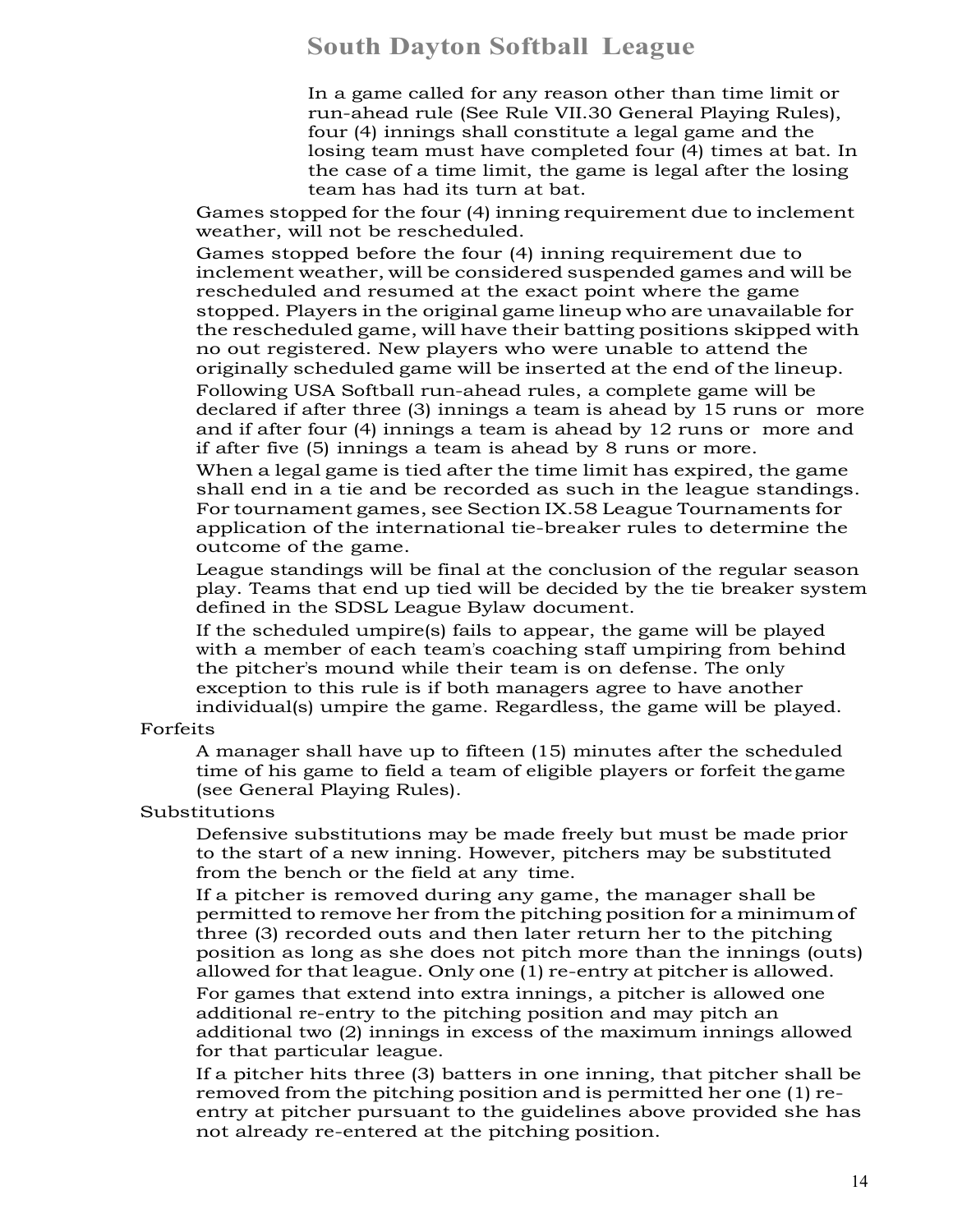In a game called for any reason other than time limit or run-ahead rule (See Rule VII.30 General Playing Rules), four (4) innings shall constitute a legal game and the losing team must have completed four (4) times at bat. In the case of a time limit, the game is legal after the losing team has had its turn at bat.

Games stopped for the four (4) inning requirement due to inclement weather, will not be rescheduled.

Games stopped before the four (4) inning requirement due to inclement weather, will be considered suspended games and will be rescheduled and resumed at the exact point where the game stopped. Players in the original game lineup who are unavailable for the rescheduled game, will have their batting positions skipped with no out registered. New players who were unable to attend the originally scheduled game will be inserted at the end of the lineup.

Following USA Softball run-ahead rules, a complete game will be declared if after three (3) innings a team is ahead by 15 runs or more and if after four (4) innings a team is ahead by 12 runs or more and if after five (5) innings a team is ahead by 8 runs or more.

When a legal game is tied after the time limit has expired, the game shall end in a tie and be recorded as such in the league standings. For tournament games, see Section IX.58 League Tournaments for application of the international tie-breaker rules to determine the outcome of the game.

League standings will be final at the conclusion of the regular season play. Teams that end up tied will be decided by the tie breaker system defined in the SDSL League Bylaw document.

If the scheduled umpire(s) fails to appear, the game will be played with a member of each team's coaching staff umpiring from behind the pitcher's mound while their team is on defense. The only exception to this rule is if both managers agree to have another individual(s) umpire the game. Regardless, the game will be played.

Forfeits

A manager shall have up to fifteen (15) minutes after the scheduled time of his game to field a team of eligible players or forfeit the game (see General Playing Rules).

Substitutions

Defensive substitutions may be made freely but must be made prior to the start of a new inning. However, pitchers may be substituted from the bench or the field at any time.

If a pitcher is removed during any game, the manager shall be permitted to remove her from the pitching position for a minimum of three (3) recorded outs and then later return her to the pitching position as long as she does not pitch more than the innings (outs) allowed for that league. Only one (1) re-entry at pitcher is allowed.

For games that extend into extra innings, a pitcher is allowed one additional re-entry to the pitching position and may pitch an additional two (2) innings in excess of the maximum innings allowed for that particular league.

If a pitcher hits three (3) batters in one inning, that pitcher shall be removed from the pitching position and is permitted her one (1) re-entry at pitcher pursuant to the guidelines above provided she has not already re-entered at the pitching position.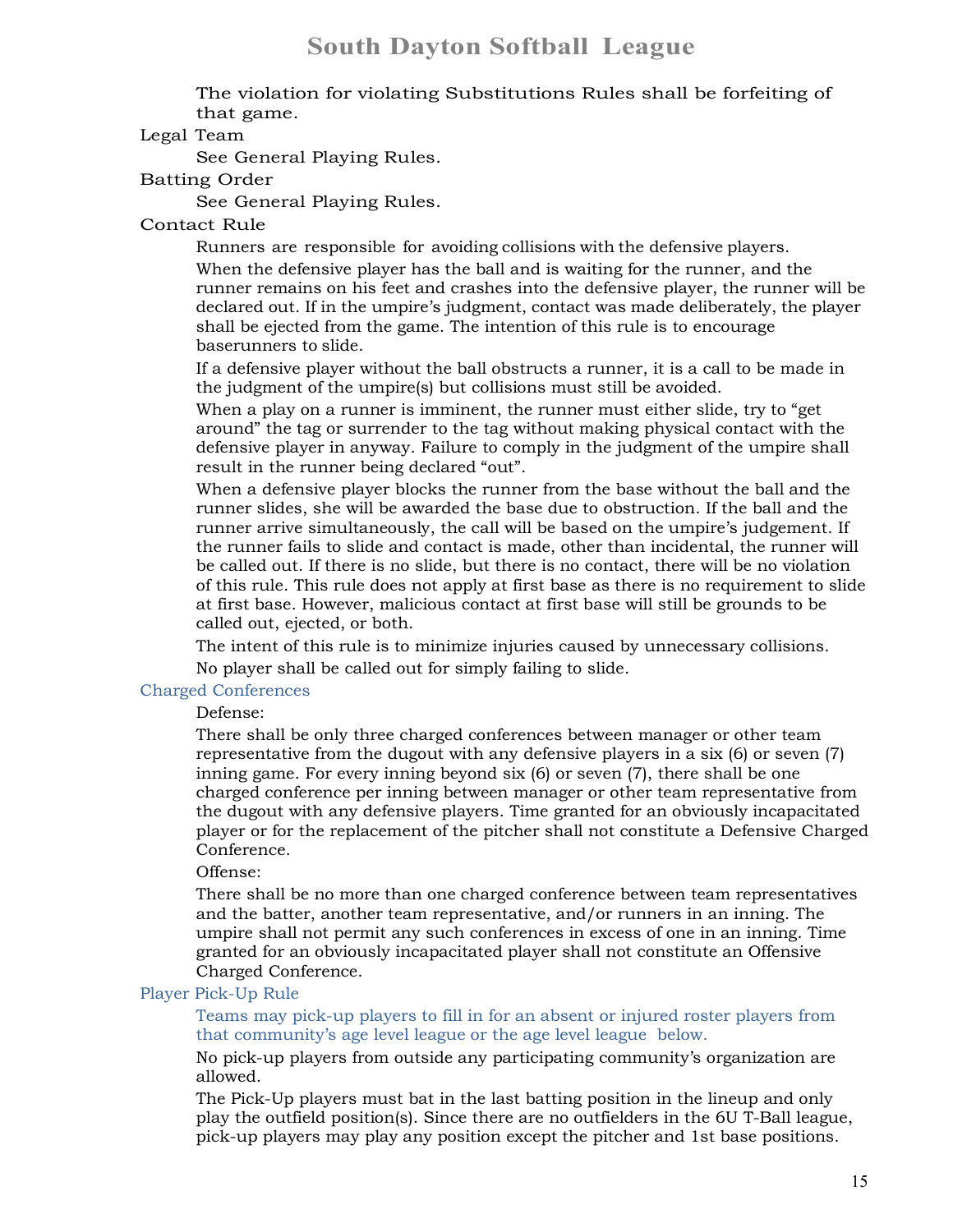The violation for violating Substitutions Rules shall be forfeiting of that game.

Legal Team

See General Playing Rules.

Batting Order

See General Playing Rules.

Contact Rule

Runners are responsible for avoiding collisions with the defensive players.

When the defensive player has the ball and is waiting for the runner, and the runner remains on his feet and crashes into the defensive player, the runner will be declared out. If in the umpire's judgment, contact was made deliberately, the player shall be ejected from the game. The intention of this rule is to encourage baserunners to slide.

If a defensive player without the ball obstructs a runner, it is a call to be made in the judgment of the umpire(s) but collisions must still be avoided.

When a play on a runner is imminent, the runner must either slide, try to "get around" the tag or surrender to the tag without making physical contact with the defensive player in anyway. Failure to comply in the judgment of the umpire shall result in the runner being declared "out".

When a defensive player blocks the runner from the base without the ball and the runner slides, she will be awarded the base due to obstruction. If the ball and the runner arrive simultaneously, the call will be based on the umpire's judgement. If the runner fails to slide and contact is made, other than incidental, the runner will be called out. If there is no slide, but there is no contact, there will be no violation of this rule. This rule does not apply at first base as there is no requirement to slide at first base. However, malicious contact at first base will still be grounds to be called out, ejected, or both.

The intent of this rule is to minimize injuries caused by unnecessary collisions.

No player shall be called out for simply failing to slide.

Charged Conferences

Defense:

There shall be only three charged conferences between manager or other team representative from the dugout with any defensive players in a six (6) or seven (7) inning game. For every inning beyond six (6) or seven (7), there shall be one charged conference per inning between manager or other team representative from the dugout with any defensive players. Time granted for an obviously incapacitated player or for the replacement of the pitcher shall not constitute a Defensive Charged Conference.

Offense:

There shall be no more than one charged conference between team representatives and the batter, another team representative, and/or runners in an inning. The umpire shall not permit any such conferences in excess of one in an inning. Time granted for an obviously incapacitated player shall not constitute an Offensive Charged Conference.

Player Pick-Up Rule

Teams may pick-up players to fill in for an absent or injured roster players from that community's age level league or the age level league below.

No pick-up players from outside any participating community's organization are allowed.

The Pick-Up players must bat in the last batting position in the lineup and only play the outfield position(s). Since there are no outfielders in the 6U T-Ball league, pick-up players may play any position except the pitcher and 1st base positions.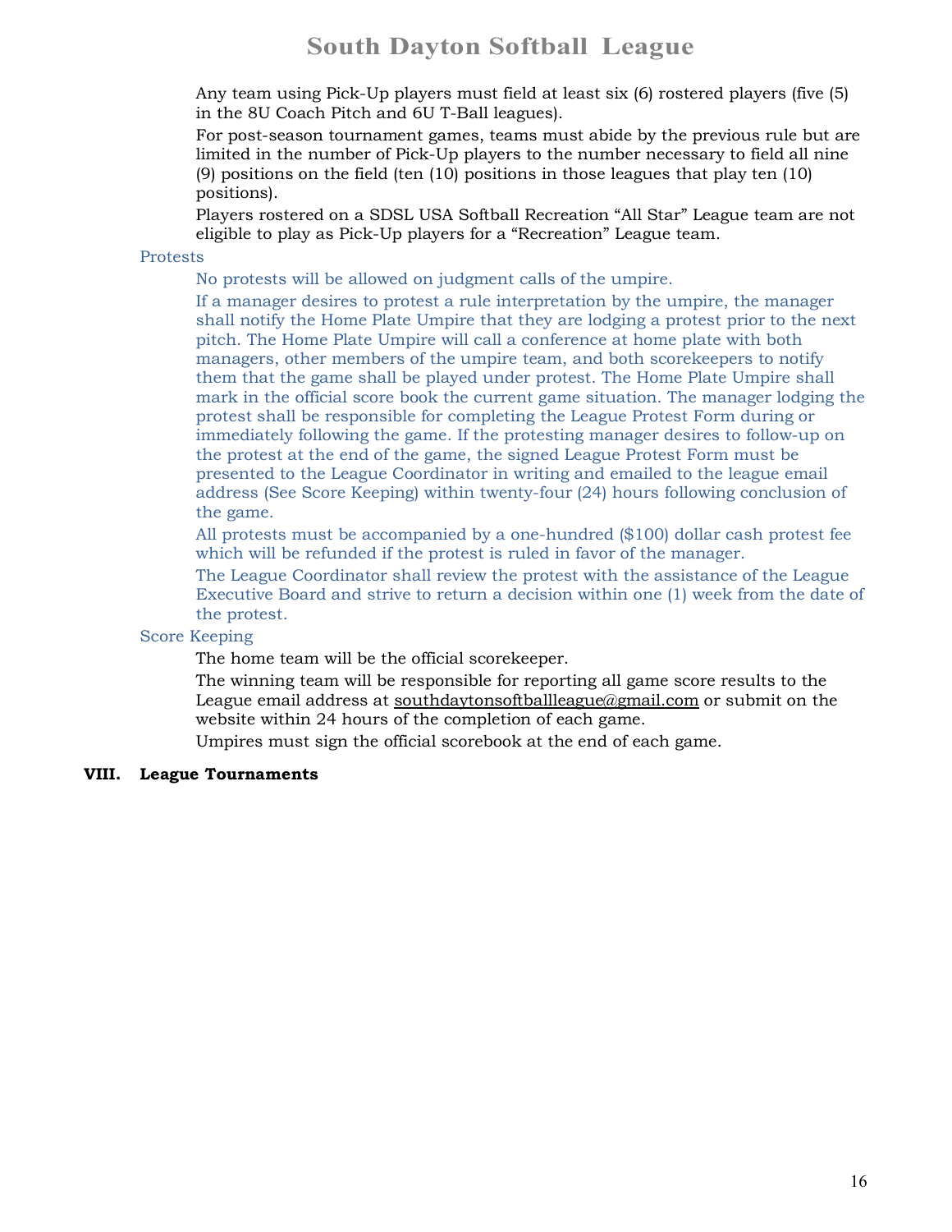Any team using Pick-Up players must field at least six (6) rostered players (five (5) in the 8U Coach Pitch and 6U T-Ball leagues).

For post-season tournament games, teams must abide by the previous rule but are limited in the number of Pick-Up players to the number necessary to field all nine (9) positions on the field (ten (10) positions in those leagues that play ten (10) positions).

Players rostered on a SDSL USA Softball Recreation "All Star" League team are not eligible to play as Pick-Up players for a "Recreation" League team.

### Protests

No protests will be allowed on judgment calls of the umpire.

If a manager desires to protest a rule interpretation by the umpire, the manager shall notify the Home Plate Umpire that they are lodging a protest prior to the next pitch. The Home Plate Umpire will call a conference at home plate with both managers, other members of the umpire team, and both scorekeepers to notify them that the game shall be played under protest. The Home Plate Umpire shall mark in the official score book the current game situation. The manager lodging the protest shall be responsible for completing the League Protest Form during or immediately following the game. If the protesting manager desires to follow-up on the protest at the end of the game, the signed League Protest Form must be presented to the League Coordinator in writing and emailed to the league email address (See Score Keeping) within twenty-four (24) hours following conclusion of the game.

All protests must be accompanied by a one-hundred ($100) dollar cash protest fee which will be refunded if the protest is ruled in favor of the manager.

The League Coordinator shall review the protest with the assistance of the League Executive Board and strive to return a decision within one (1) week from the date of the protest.

### Score Keeping

The home team will be the official scorekeeper.

The winning team will be responsible for reporting all game score results to the League email address at southdaytonsoftballleague@gmail.com or submit on the website within 24 hours of the completion of each game.

Umpires must sign the official scorebook at the end of each game.

## VIII. League Tournaments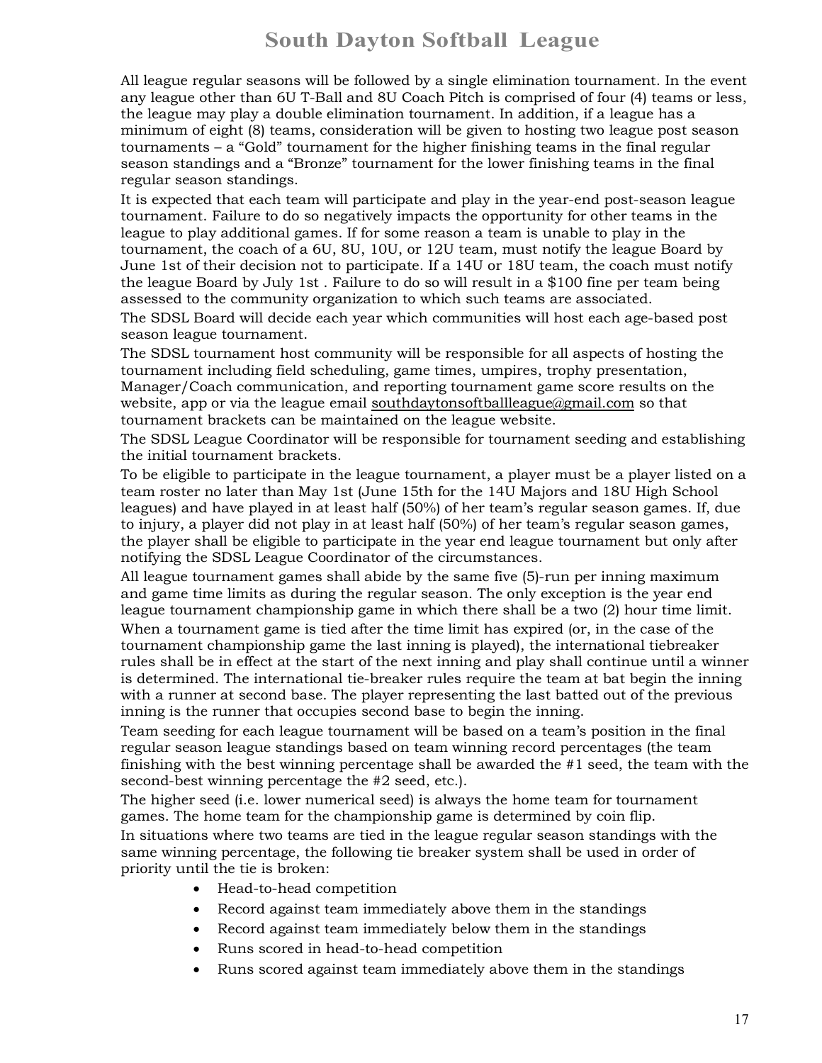All league regular seasons will be followed by a single elimination tournament. In the event any league other than 6U T-Ball and 8U Coach Pitch is comprised of four (4) teams or less, the league may play a double elimination tournament. In addition, if a league has a minimum of eight (8) teams, consideration will be given to hosting two league post season tournaments – a "Gold" tournament for the higher finishing teams in the final regular season standings and a "Bronze" tournament for the lower finishing teams in the final regular season standings.

It is expected that each team will participate and play in the year-end post-season league tournament. Failure to do so negatively impacts the opportunity for other teams in the league to play additional games. If for some reason a team is unable to play in the tournament, the coach of a 6U, 8U, 10U, or 12U team, must notify the league Board by June 1st of their decision not to participate. If a 14U or 18U team, the coach must notify the league Board by July 1st . Failure to do so will result in a $100 fine per team being assessed to the community organization to which such teams are associated.

The SDSL Board will decide each year which communities will host each age-based post season league tournament.

The SDSL tournament host community will be responsible for all aspects of hosting the tournament including field scheduling, game times, umpires, trophy presentation, Manager/Coach communication, and reporting tournament game score results on the website, app or via the league email southdaytonsoftballleague@gmail.com so that tournament brackets can be maintained on the league website.

The SDSL League Coordinator will be responsible for tournament seeding and establishing the initial tournament brackets.

To be eligible to participate in the league tournament, a player must be a player listed on a team roster no later than May 1st (June 15th for the 14U Majors and 18U High School leagues) and have played in at least half (50%) of her team's regular season games. If, due to injury, a player did not play in at least half (50%) of her team's regular season games, the player shall be eligible to participate in the year end league tournament but only after notifying the SDSL League Coordinator of the circumstances.

All league tournament games shall abide by the same five (5)-run per inning maximum and game time limits as during the regular season. The only exception is the year end league tournament championship game in which there shall be a two (2) hour time limit.

When a tournament game is tied after the time limit has expired (or, in the case of the tournament championship game the last inning is played), the international tiebreaker rules shall be in effect at the start of the next inning and play shall continue until a winner is determined. The international tie-breaker rules require the team at bat begin the inning with a runner at second base. The player representing the last batted out of the previous inning is the runner that occupies second base to begin the inning.

Team seeding for each league tournament will be based on a team's position in the final regular season league standings based on team winning record percentages (the team finishing with the best winning percentage shall be awarded the #1 seed, the team with the second-best winning percentage the #2 seed, etc.).

The higher seed (i.e. lower numerical seed) is always the home team for tournament games. The home team for the championship game is determined by coin flip.

In situations where two teams are tied in the league regular season standings with the same winning percentage, the following tie breaker system shall be used in order of priority until the tie is broken:

- Head-to-head competition
- Record against team immediately above them in the standings
- Record against team immediately below them in the standings
- Runs scored in head-to-head competition
- Runs scored against team immediately above them in the standings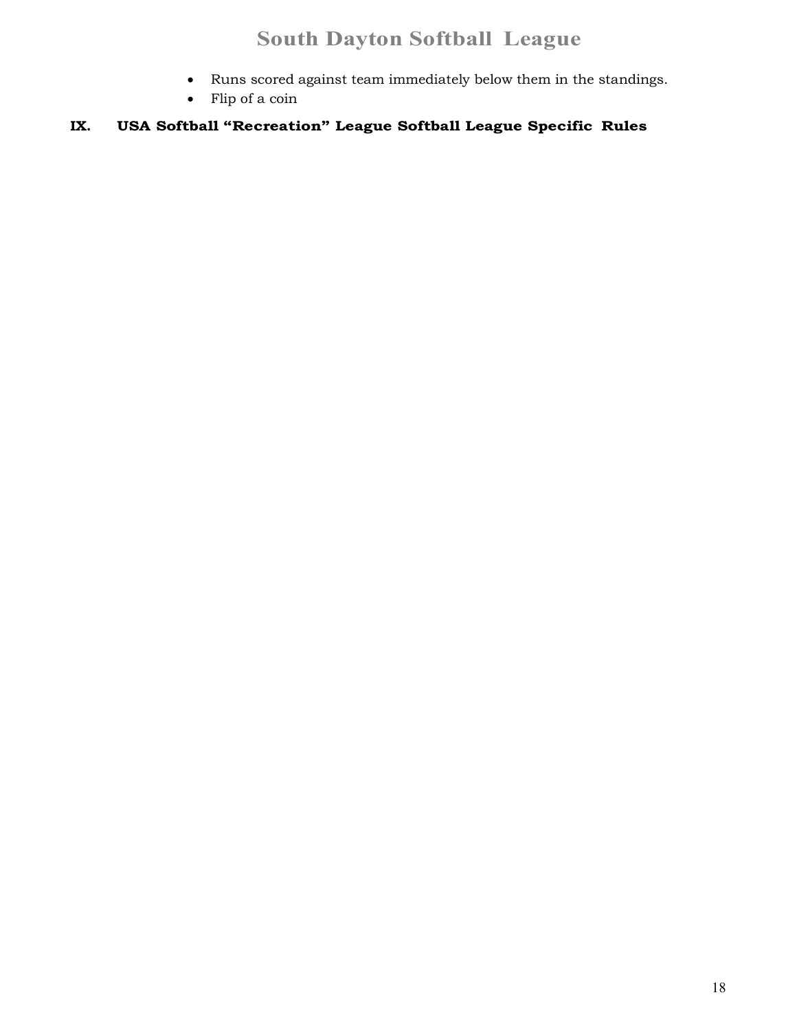- Runs scored against team immediately below them in the standings.
- Flip of a coin

## IX. USA Softball "Recreation" League Softball League Specific Rules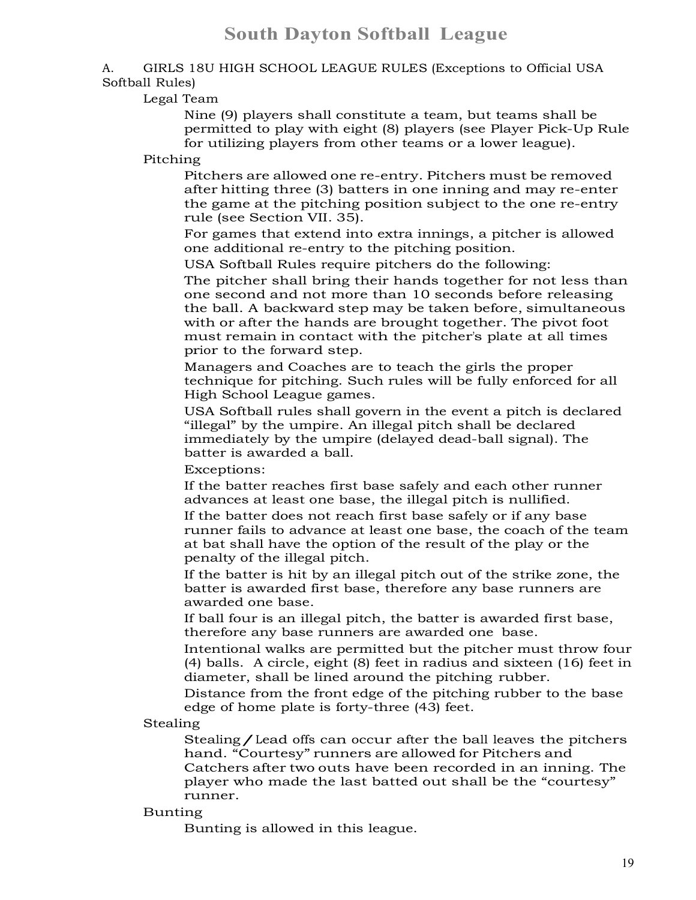A. GIRLS 18U HIGH SCHOOL LEAGUE RULES (Exceptions to Official USA Softball Rules)

Legal Team

Nine (9) players shall constitute a team, but teams shall be permitted to play with eight (8) players (see Player Pick-Up Rule for utilizing players from other teams or a lower league).

Pitching

Pitchers are allowed one re-entry. Pitchers must be removed after hitting three (3) batters in one inning and may re-enter the game at the pitching position subject to the one re-entry rule (see Section VII. 35).

For games that extend into extra innings, a pitcher is allowed one additional re-entry to the pitching position.

USA Softball Rules require pitchers do the following:

The pitcher shall bring their hands together for not less than one second and not more than 10 seconds before releasing the ball. A backward step may be taken before, simultaneous with or after the hands are brought together. The pivot foot must remain in contact with the pitcher's plate at all times prior to the forward step.

Managers and Coaches are to teach the girls the proper technique for pitching. Such rules will be fully enforced for all High School League games.

USA Softball rules shall govern in the event a pitch is declared "illegal" by the umpire. An illegal pitch shall be declared immediately by the umpire (delayed dead-ball signal). The batter is awarded a ball.

Exceptions:

If the batter reaches first base safely and each other runner advances at least one base, the illegal pitch is nullified.

If the batter does not reach first base safely or if any base runner fails to advance at least one base, the coach of the team at bat shall have the option of the result of the play or the penalty of the illegal pitch.

If the batter is hit by an illegal pitch out of the strike zone, the batter is awarded first base, therefore any base runners are awarded one base.

If ball four is an illegal pitch, the batter is awarded first base, therefore any base runners are awarded one base.

Intentional walks are permitted but the pitcher must throw four (4) balls. A circle, eight (8) feet in radius and sixteen (16) feet in diameter, shall be lined around the pitching rubber.

Distance from the front edge of the pitching rubber to the base edge of home plate is forty-three (43) feet.

Stealing

Stealing / Lead offs can occur after the ball leaves the pitchers hand. "Courtesy" runners are allowed for Pitchers and Catchers after two outs have been recorded in an inning. The player who made the last batted out shall be the "courtesy" runner.

Bunting

Bunting is allowed in this league.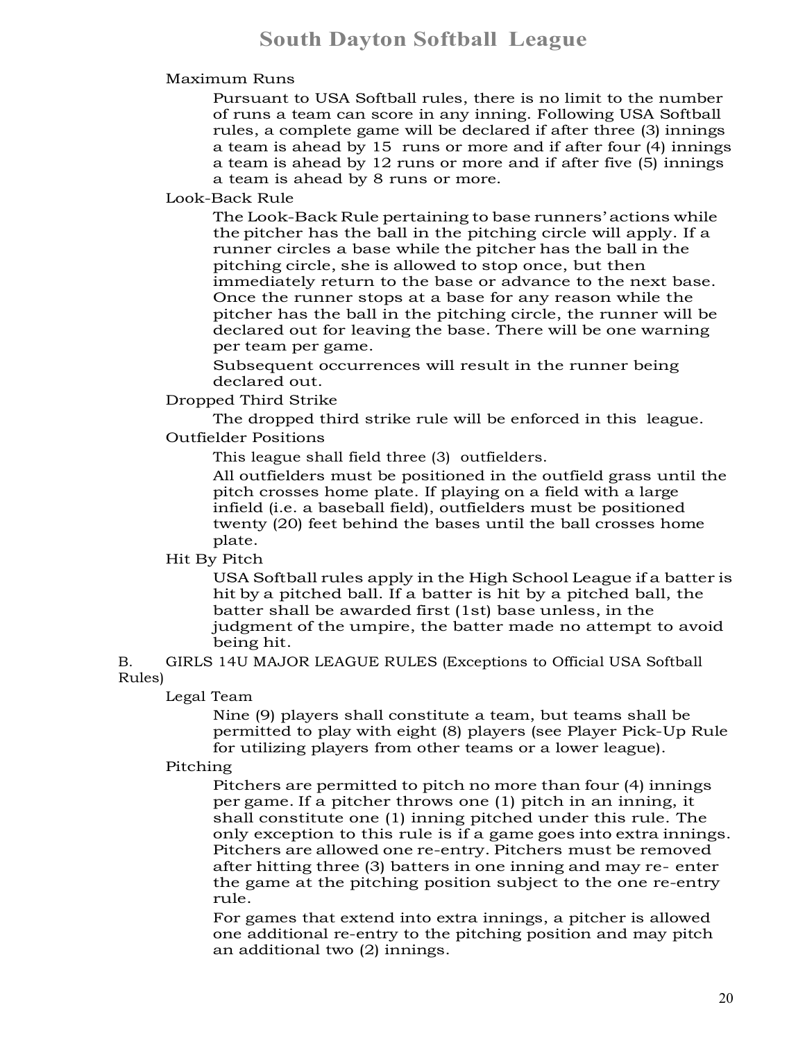Maximum Runs

Pursuant to USA Softball rules, there is no limit to the number of runs a team can score in any inning. Following USA Softball rules, a complete game will be declared if after three (3) innings a team is ahead by 15 runs or more and if after four (4) innings a team is ahead by 12 runs or more and if after five (5) innings a team is ahead by 8 runs or more.

Look-Back Rule

The Look-Back Rule pertaining to base runners' actions while the pitcher has the ball in the pitching circle will apply. If a runner circles a base while the pitcher has the ball in the pitching circle, she is allowed to stop once, but then immediately return to the base or advance to the next base. Once the runner stops at a base for any reason while the pitcher has the ball in the pitching circle, the runner will be declared out for leaving the base. There will be one warning per team per game.

Subsequent occurrences will result in the runner being declared out.

Dropped Third Strike

The dropped third strike rule will be enforced in this league.

Outfielder Positions

This league shall field three (3) outfielders.

All outfielders must be positioned in the outfield grass until the pitch crosses home plate. If playing on a field with a large infield (i.e. a baseball field), outfielders must be positioned twenty (20) feet behind the bases until the ball crosses home plate.

Hit By Pitch

USA Softball rules apply in the High School League if a batter is hit by a pitched ball. If a batter is hit by a pitched ball, the batter shall be awarded first (1st) base unless, in the judgment of the umpire, the batter made no attempt to avoid being hit.

B. GIRLS 14U MAJOR LEAGUE RULES (Exceptions to Official USA Softball Rules)

Legal Team

Nine (9) players shall constitute a team, but teams shall be permitted to play with eight (8) players (see Player Pick-Up Rule for utilizing players from other teams or a lower league).

Pitching

Pitchers are permitted to pitch no more than four (4) innings per game. If a pitcher throws one (1) pitch in an inning, it shall constitute one (1) inning pitched under this rule. The only exception to this rule is if a game goes into extra innings. Pitchers are allowed one re-entry. Pitchers must be removed after hitting three (3) batters in one inning and may re- enter the game at the pitching position subject to the one re-entry rule.

For games that extend into extra innings, a pitcher is allowed one additional re-entry to the pitching position and may pitch an additional two (2) innings.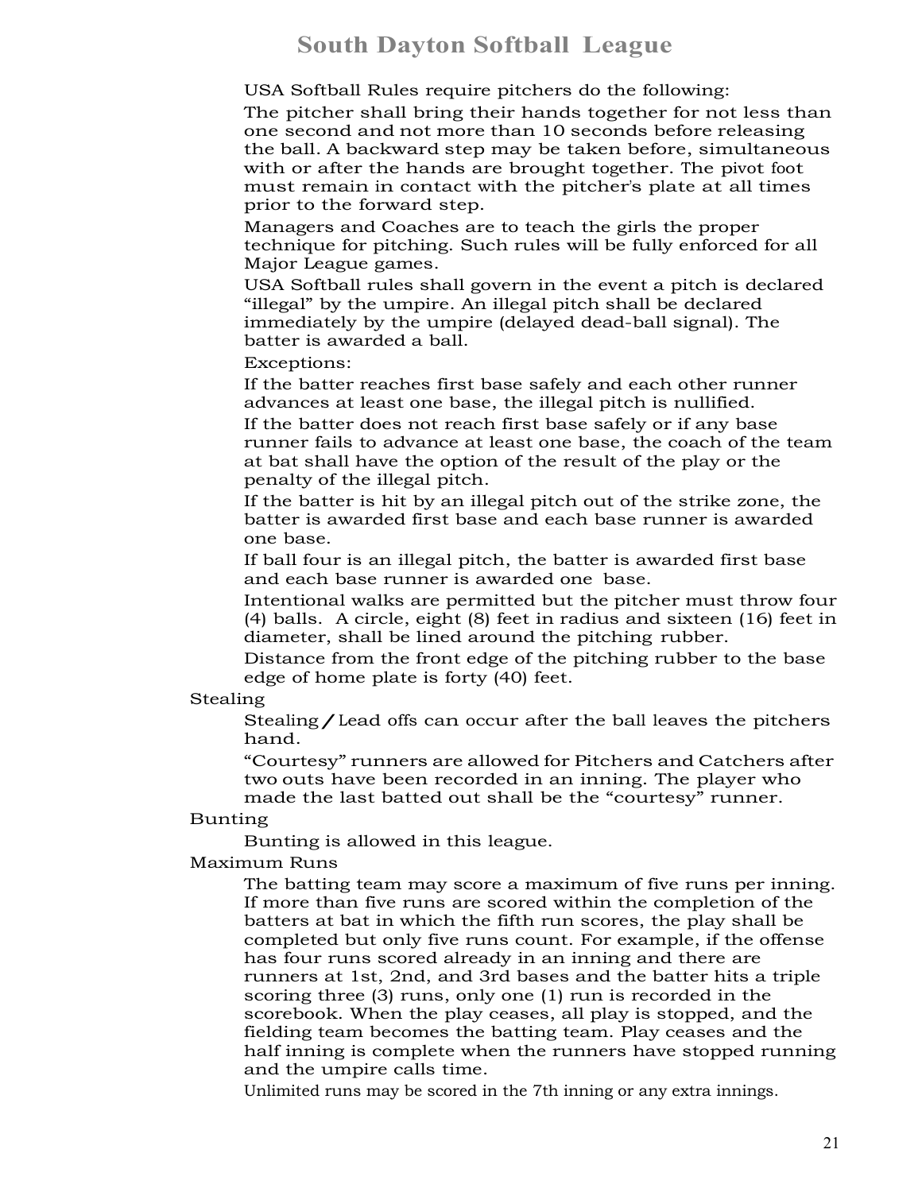USA Softball Rules require pitchers do the following:

The pitcher shall bring their hands together for not less than one second and not more than 10 seconds before releasing the ball. A backward step may be taken before, simultaneous with or after the hands are brought together. The pivot foot must remain in contact with the pitcher's plate at all times prior to the forward step.

Managers and Coaches are to teach the girls the proper technique for pitching. Such rules will be fully enforced for all Major League games.

USA Softball rules shall govern in the event a pitch is declared "illegal" by the umpire. An illegal pitch shall be declared immediately by the umpire (delayed dead-ball signal). The batter is awarded a ball.

Exceptions:

If the batter reaches first base safely and each other runner advances at least one base, the illegal pitch is nullified.

If the batter does not reach first base safely or if any base runner fails to advance at least one base, the coach of the team at bat shall have the option of the result of the play or the penalty of the illegal pitch.

If the batter is hit by an illegal pitch out of the strike zone, the batter is awarded first base and each base runner is awarded one base.

If ball four is an illegal pitch, the batter is awarded first base and each base runner is awarded one base.

Intentional walks are permitted but the pitcher must throw four (4) balls. A circle, eight (8) feet in radius and sixteen (16) feet in diameter, shall be lined around the pitching rubber.

Distance from the front edge of the pitching rubber to the base edge of home plate is forty (40) feet.

Stealing

Stealing/Lead offs can occur after the ball leaves the pitchers hand.

"Courtesy" runners are allowed for Pitchers and Catchers after two outs have been recorded in an inning. The player who made the last batted out shall be the "courtesy" runner.

Bunting

Bunting is allowed in this league.

Maximum Runs

The batting team may score a maximum of five runs per inning. If more than five runs are scored within the completion of the batters at bat in which the fifth run scores, the play shall be completed but only five runs count. For example, if the offense has four runs scored already in an inning and there are runners at 1st, 2nd, and 3rd bases and the batter hits a triple scoring three (3) runs, only one (1) run is recorded in the scorebook. When the play ceases, all play is stopped, and the fielding team becomes the batting team. Play ceases and the half inning is complete when the runners have stopped running and the umpire calls time.

Unlimited runs may be scored in the 7th inning or any extra innings.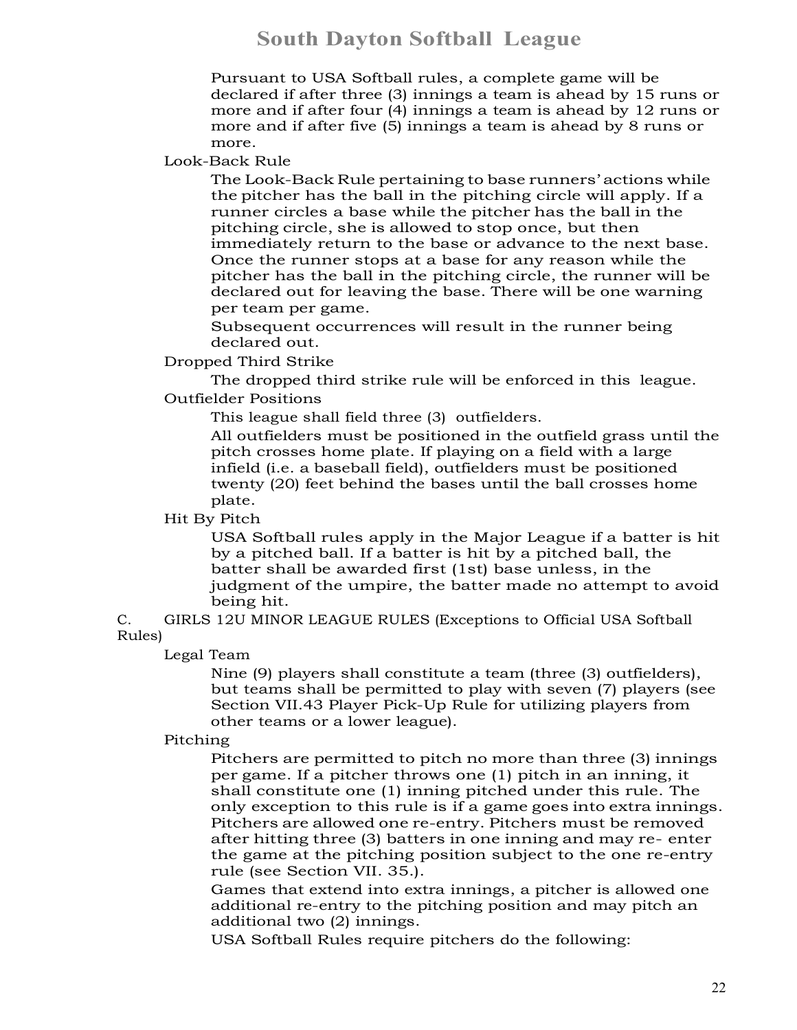Pursuant to USA Softball rules, a complete game will be declared if after three (3) innings a team is ahead by 15 runs or more and if after four (4) innings a team is ahead by 12 runs or more and if after five (5) innings a team is ahead by 8 runs or more.

Look-Back Rule

The Look-Back Rule pertaining to base runners' actions while the pitcher has the ball in the pitching circle will apply. If a runner circles a base while the pitcher has the ball in the pitching circle, she is allowed to stop once, but then immediately return to the base or advance to the next base. Once the runner stops at a base for any reason while the pitcher has the ball in the pitching circle, the runner will be declared out for leaving the base. There will be one warning per team per game.

Subsequent occurrences will result in the runner being declared out.

Dropped Third Strike

The dropped third strike rule will be enforced in this league.

Outfielder Positions

This league shall field three (3) outfielders.

All outfielders must be positioned in the outfield grass until the pitch crosses home plate. If playing on a field with a large infield (i.e. a baseball field), outfielders must be positioned twenty (20) feet behind the bases until the ball crosses home plate.

Hit By Pitch

USA Softball rules apply in the Major League if a batter is hit by a pitched ball. If a batter is hit by a pitched ball, the batter shall be awarded first (1st) base unless, in the judgment of the umpire, the batter made no attempt to avoid being hit.

C. GIRLS 12U MINOR LEAGUE RULES (Exceptions to Official USA Softball Rules)

Legal Team

Nine (9) players shall constitute a team (three (3) outfielders), but teams shall be permitted to play with seven (7) players (see Section VII.43 Player Pick-Up Rule for utilizing players from other teams or a lower league).

Pitching

Pitchers are permitted to pitch no more than three (3) innings per game. If a pitcher throws one (1) pitch in an inning, it shall constitute one (1) inning pitched under this rule. The only exception to this rule is if a game goes into extra innings. Pitchers are allowed one re-entry. Pitchers must be removed after hitting three (3) batters in one inning and may re- enter the game at the pitching position subject to the one re-entry rule (see Section VII. 35.).

Games that extend into extra innings, a pitcher is allowed one additional re-entry to the pitching position and may pitch an additional two (2) innings.

USA Softball Rules require pitchers do the following: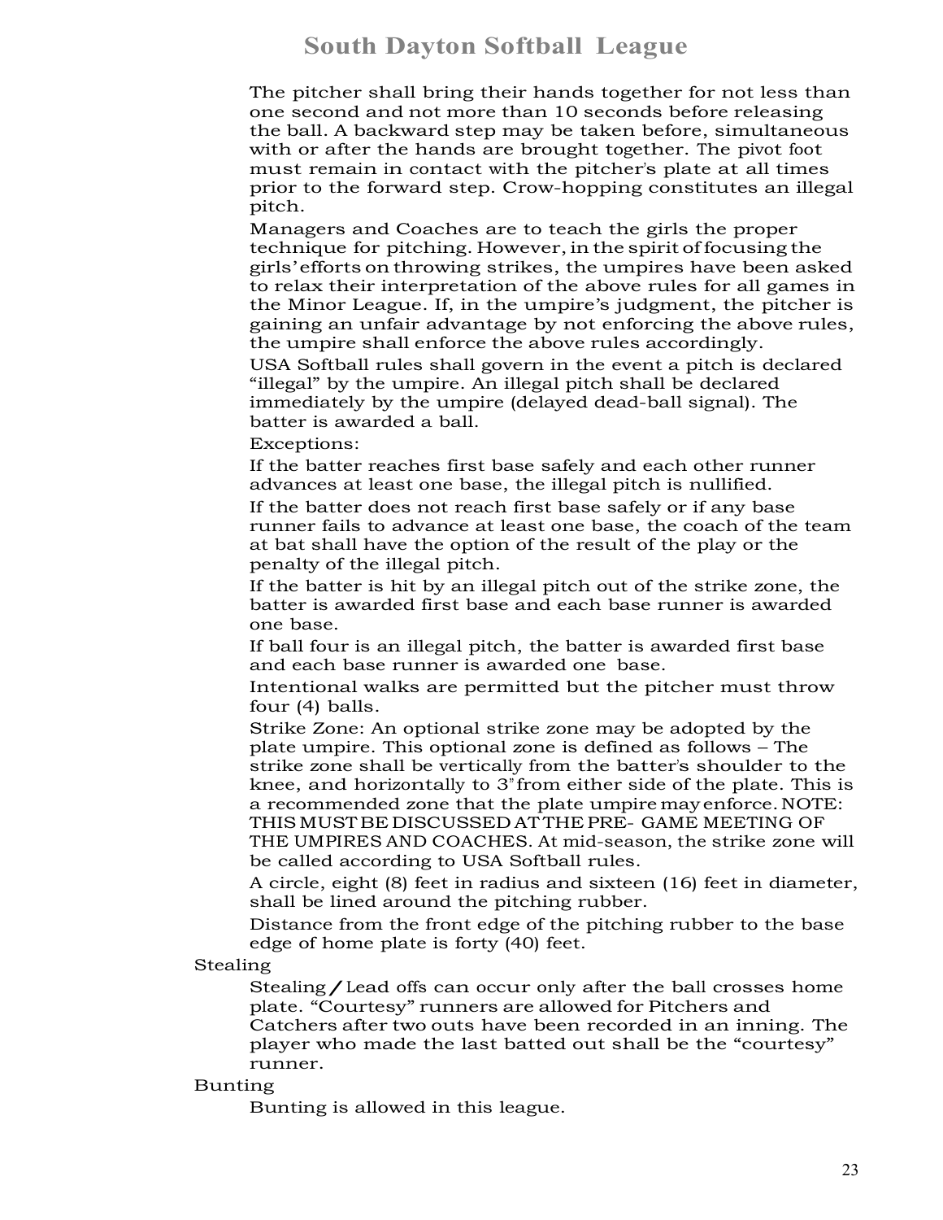The pitcher shall bring their hands together for not less than one second and not more than 10 seconds before releasing the ball. A backward step may be taken before, simultaneous with or after the hands are brought together. The pivot foot must remain in contact with the pitcher's plate at all times prior to the forward step. Crow-hopping constitutes an illegal pitch.

Managers and Coaches are to teach the girls the proper technique for pitching. However, in the spirit of focusing the girls' efforts on throwing strikes, the umpires have been asked to relax their interpretation of the above rules for all games in the Minor League. If, in the umpire's judgment, the pitcher is gaining an unfair advantage by not enforcing the above rules, the umpire shall enforce the above rules accordingly.

USA Softball rules shall govern in the event a pitch is declared "illegal" by the umpire. An illegal pitch shall be declared immediately by the umpire (delayed dead-ball signal). The batter is awarded a ball.

Exceptions:

If the batter reaches first base safely and each other runner advances at least one base, the illegal pitch is nullified.

If the batter does not reach first base safely or if any base runner fails to advance at least one base, the coach of the team at bat shall have the option of the result of the play or the penalty of the illegal pitch.

If the batter is hit by an illegal pitch out of the strike zone, the batter is awarded first base and each base runner is awarded one base.

If ball four is an illegal pitch, the batter is awarded first base and each base runner is awarded one base.

Intentional walks are permitted but the pitcher must throw four (4) balls.

Strike Zone: An optional strike zone may be adopted by the plate umpire. This optional zone is defined as follows – The strike zone shall be vertically from the batter's shoulder to the knee, and horizontally to 3" from either side of the plate. This is a recommended zone that the plate umpire may enforce. NOTE: THIS MUST BE DISCUSSED AT THE PRE- GAME MEETING OF THE UMPIRES AND COACHES. At mid-season, the strike zone will be called according to USA Softball rules.

A circle, eight (8) feet in radius and sixteen (16) feet in diameter, shall be lined around the pitching rubber.

Distance from the front edge of the pitching rubber to the base edge of home plate is forty (40) feet.

Stealing

Stealing / Lead offs can occur only after the ball crosses home plate. "Courtesy" runners are allowed for Pitchers and Catchers after two outs have been recorded in an inning. The player who made the last batted out shall be the "courtesy" runner.

Bunting

Bunting is allowed in this league.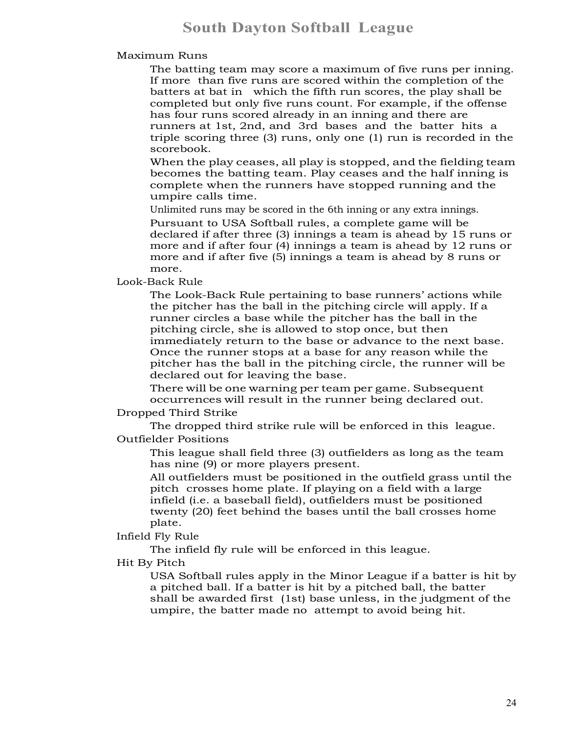Maximum Runs

The batting team may score a maximum of five runs per inning. If more than five runs are scored within the completion of the batters at bat in which the fifth run scores, the play shall be completed but only five runs count. For example, if the offense has four runs scored already in an inning and there are runners at 1st, 2nd, and 3rd bases and the batter hits a triple scoring three (3) runs, only one (1) run is recorded in the scorebook.

When the play ceases, all play is stopped, and the fielding team becomes the batting team. Play ceases and the half inning is complete when the runners have stopped running and the umpire calls time.

Unlimited runs may be scored in the 6th inning or any extra innings.

Pursuant to USA Softball rules, a complete game will be declared if after three (3) innings a team is ahead by 15 runs or more and if after four (4) innings a team is ahead by 12 runs or more and if after five (5) innings a team is ahead by 8 runs or more.

Look-Back Rule

The Look-Back Rule pertaining to base runners' actions while the pitcher has the ball in the pitching circle will apply. If a runner circles a base while the pitcher has the ball in the pitching circle, she is allowed to stop once, but then immediately return to the base or advance to the next base. Once the runner stops at a base for any reason while the pitcher has the ball in the pitching circle, the runner will be declared out for leaving the base.

There will be one warning per team per game. Subsequent occurrences will result in the runner being declared out.

Dropped Third Strike

The dropped third strike rule will be enforced in this league.

Outfielder Positions

This league shall field three (3) outfielders as long as the team has nine (9) or more players present.

All outfielders must be positioned in the outfield grass until the pitch crosses home plate. If playing on a field with a large infield (i.e. a baseball field), outfielders must be positioned twenty (20) feet behind the bases until the ball crosses home plate.

Infield Fly Rule

The infield fly rule will be enforced in this league.

Hit By Pitch

USA Softball rules apply in the Minor League if a batter is hit by a pitched ball. If a batter is hit by a pitched ball, the batter shall be awarded first (1st) base unless, in the judgment of the umpire, the batter made no attempt to avoid being hit.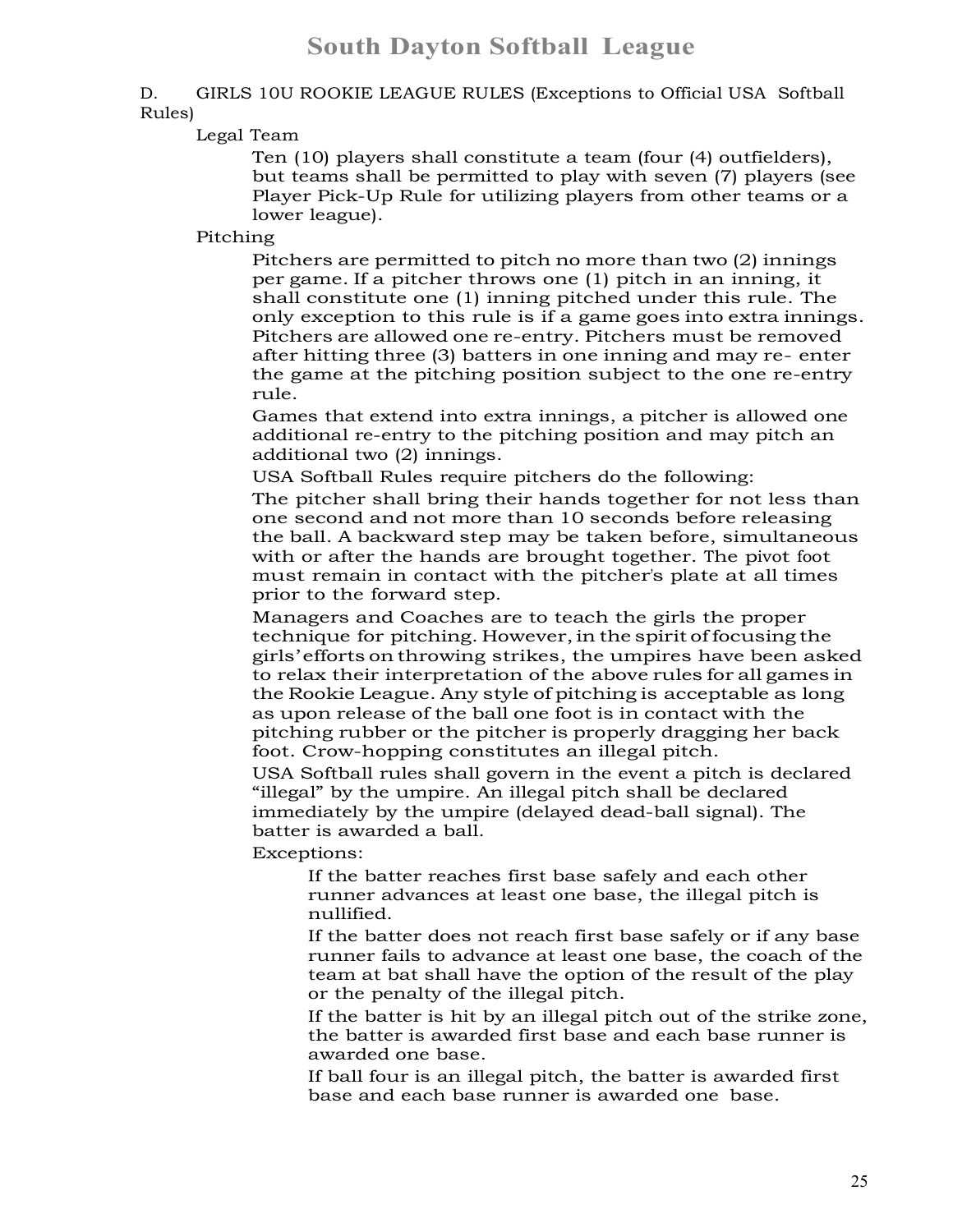D. GIRLS 10U ROOKIE LEAGUE RULES (Exceptions to Official USA Softball Rules)

Legal Team

Ten (10) players shall constitute a team (four (4) outfielders), but teams shall be permitted to play with seven (7) players (see Player Pick-Up Rule for utilizing players from other teams or a lower league).

Pitching

Pitchers are permitted to pitch no more than two (2) innings per game. If a pitcher throws one (1) pitch in an inning, it shall constitute one (1) inning pitched under this rule. The only exception to this rule is if a game goes into extra innings. Pitchers are allowed one re-entry. Pitchers must be removed after hitting three (3) batters in one inning and may re- enter the game at the pitching position subject to the one re-entry rule.

Games that extend into extra innings, a pitcher is allowed one additional re-entry to the pitching position and may pitch an additional two (2) innings.

USA Softball Rules require pitchers do the following:

The pitcher shall bring their hands together for not less than one second and not more than 10 seconds before releasing the ball. A backward step may be taken before, simultaneous with or after the hands are brought together. The pivot foot must remain in contact with the pitcher's plate at all times prior to the forward step.

Managers and Coaches are to teach the girls the proper technique for pitching. However, in the spirit of focusing the girls' efforts on throwing strikes, the umpires have been asked to relax their interpretation of the above rules for all games in the Rookie League. Any style of pitching is acceptable as long as upon release of the ball one foot is in contact with the pitching rubber or the pitcher is properly dragging her back foot. Crow-hopping constitutes an illegal pitch.

USA Softball rules shall govern in the event a pitch is declared "illegal" by the umpire. An illegal pitch shall be declared immediately by the umpire (delayed dead-ball signal). The batter is awarded a ball.

Exceptions:

If the batter reaches first base safely and each other runner advances at least one base, the illegal pitch is nullified.

If the batter does not reach first base safely or if any base runner fails to advance at least one base, the coach of the team at bat shall have the option of the result of the play or the penalty of the illegal pitch.

If the batter is hit by an illegal pitch out of the strike zone, the batter is awarded first base and each base runner is awarded one base.

If ball four is an illegal pitch, the batter is awarded first base and each base runner is awarded one base.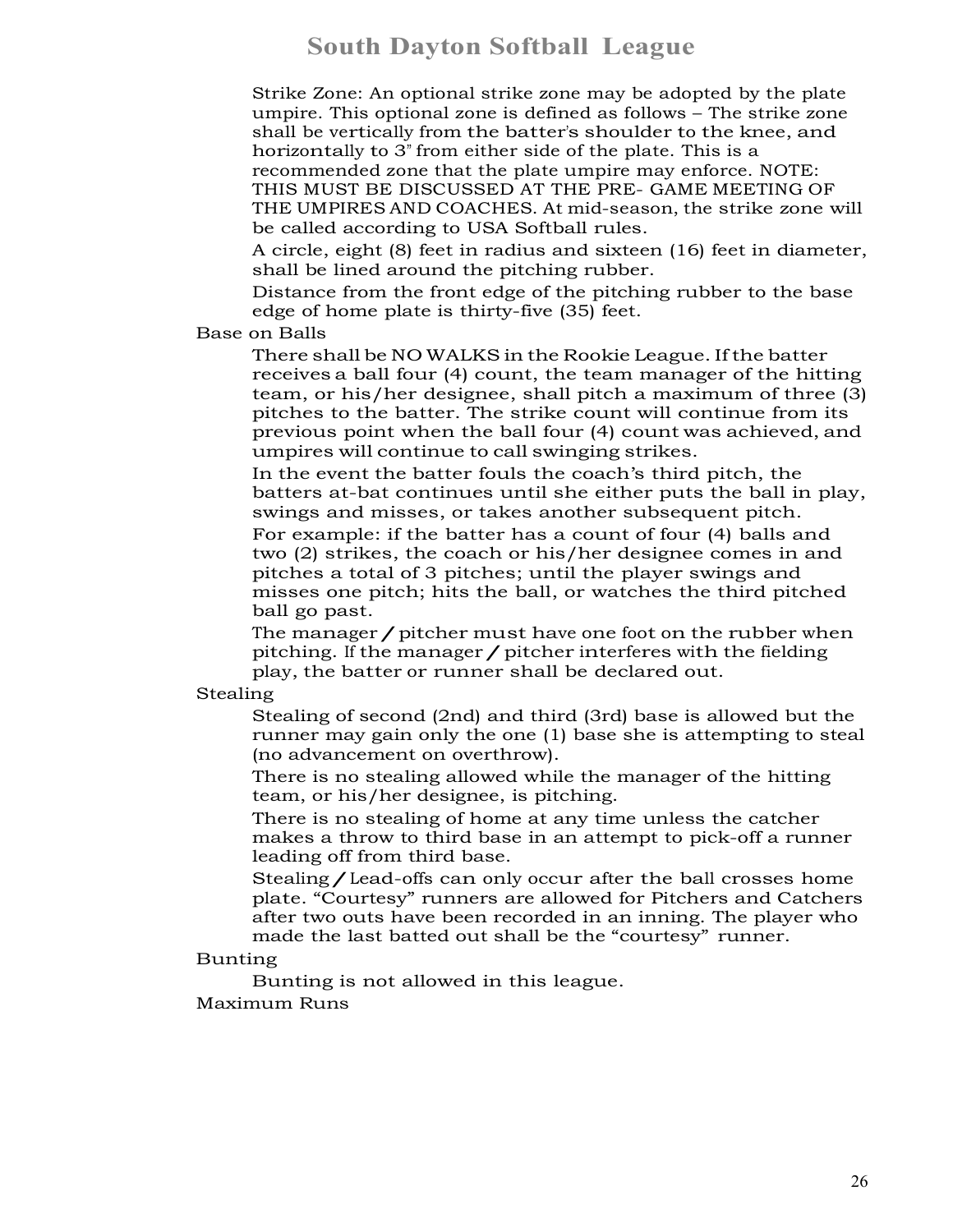Strike Zone: An optional strike zone may be adopted by the plate umpire. This optional zone is defined as follows – The strike zone shall be vertically from the batter's shoulder to the knee, and horizontally to 3" from either side of the plate. This is a recommended zone that the plate umpire may enforce. NOTE: THIS MUST BE DISCUSSED AT THE PRE- GAME MEETING OF THE UMPIRES AND COACHES. At mid-season, the strike zone will be called according to USA Softball rules.

A circle, eight (8) feet in radius and sixteen (16) feet in diameter, shall be lined around the pitching rubber.

Distance from the front edge of the pitching rubber to the base edge of home plate is thirty-five (35) feet.

Base on Balls

There shall be NO WALKS in the Rookie League. If the batter receives a ball four (4) count, the team manager of the hitting team, or his/her designee, shall pitch a maximum of three (3) pitches to the batter. The strike count will continue from its previous point when the ball four (4) count was achieved, and umpires will continue to call swinging strikes.

In the event the batter fouls the coach's third pitch, the batters at-bat continues until she either puts the ball in play, swings and misses, or takes another subsequent pitch.

For example: if the batter has a count of four (4) balls and two (2) strikes, the coach or his/her designee comes in and pitches a total of 3 pitches; until the player swings and misses one pitch; hits the ball, or watches the third pitched ball go past.

The manager / pitcher must have one foot on the rubber when pitching. If the manager / pitcher interferes with the fielding play, the batter or runner shall be declared out.

Stealing

Stealing of second (2nd) and third (3rd) base is allowed but the runner may gain only the one (1) base she is attempting to steal (no advancement on overthrow).

There is no stealing allowed while the manager of the hitting team, or his/her designee, is pitching.

There is no stealing of home at any time unless the catcher makes a throw to third base in an attempt to pick-off a runner leading off from third base.

Stealing / Lead-offs can only occur after the ball crosses home plate. "Courtesy" runners are allowed for Pitchers and Catchers after two outs have been recorded in an inning. The player who made the last batted out shall be the "courtesy" runner.

Bunting

Bunting is not allowed in this league.

Maximum Runs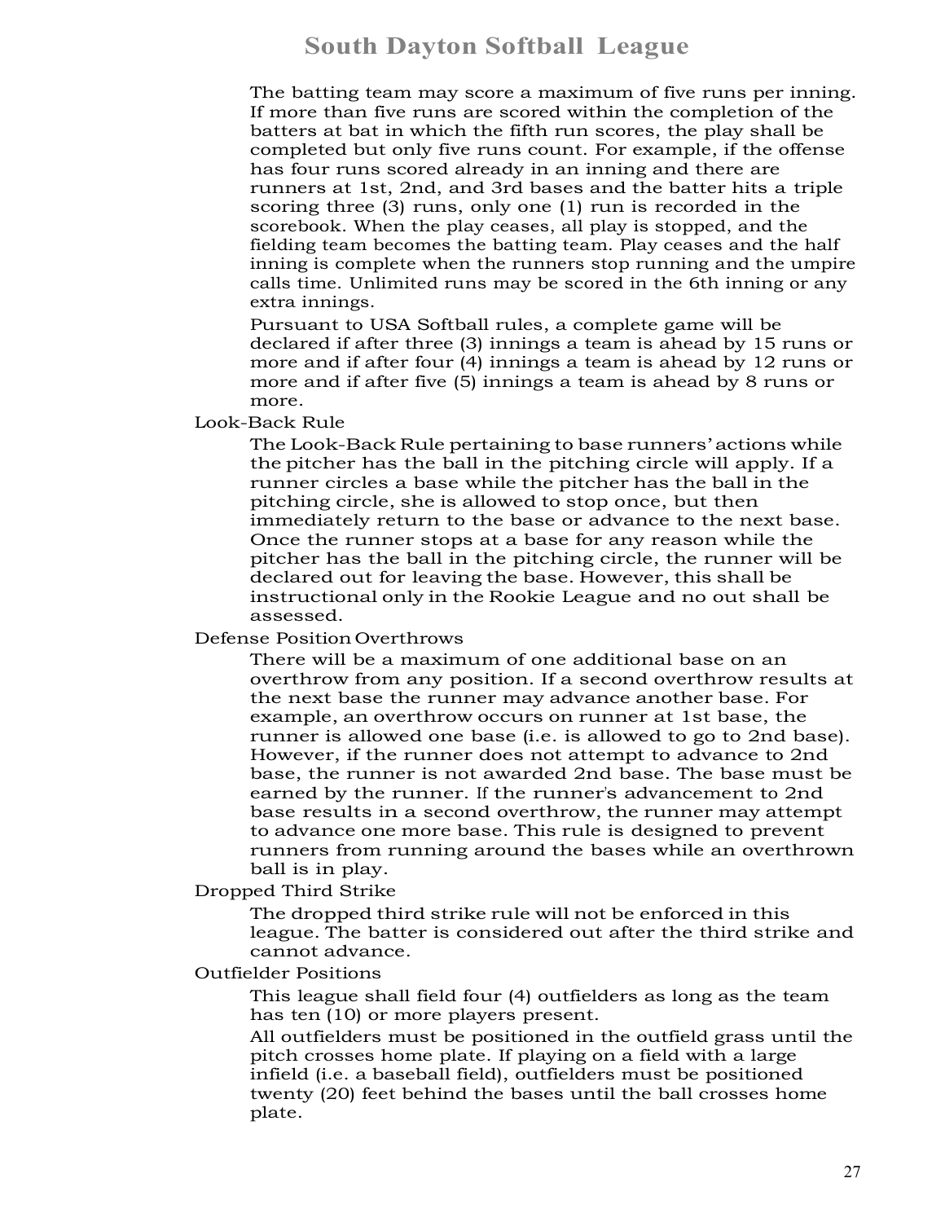The batting team may score a maximum of five runs per inning. If more than five runs are scored within the completion of the batters at bat in which the fifth run scores, the play shall be completed but only five runs count. For example, if the offense has four runs scored already in an inning and there are runners at 1st, 2nd, and 3rd bases and the batter hits a triple scoring three (3) runs, only one (1) run is recorded in the scorebook. When the play ceases, all play is stopped, and the fielding team becomes the batting team. Play ceases and the half inning is complete when the runners stop running and the umpire calls time. Unlimited runs may be scored in the 6th inning or any extra innings.

Pursuant to USA Softball rules, a complete game will be declared if after three (3) innings a team is ahead by 15 runs or more and if after four (4) innings a team is ahead by 12 runs or more and if after five (5) innings a team is ahead by 8 runs or more.

### Look-Back Rule

The Look-Back Rule pertaining to base runners' actions while the pitcher has the ball in the pitching circle will apply. If a runner circles a base while the pitcher has the ball in the pitching circle, she is allowed to stop once, but then immediately return to the base or advance to the next base. Once the runner stops at a base for any reason while the pitcher has the ball in the pitching circle, the runner will be declared out for leaving the base. However, this shall be instructional only in the Rookie League and no out shall be assessed.

### Defense Position Overthrows

There will be a maximum of one additional base on an overthrow from any position. If a second overthrow results at the next base the runner may advance another base. For example, an overthrow occurs on runner at 1st base, the runner is allowed one base (i.e. is allowed to go to 2nd base). However, if the runner does not attempt to advance to 2nd base, the runner is not awarded 2nd base. The base must be earned by the runner. If the runner's advancement to 2nd base results in a second overthrow, the runner may attempt to advance one more base. This rule is designed to prevent runners from running around the bases while an overthrown ball is in play.

### Dropped Third Strike

The dropped third strike rule will not be enforced in this league. The batter is considered out after the third strike and cannot advance.

### Outfielder Positions

This league shall field four (4) outfielders as long as the team has ten (10) or more players present.

All outfielders must be positioned in the outfield grass until the pitch crosses home plate. If playing on a field with a large infield (i.e. a baseball field), outfielders must be positioned twenty (20) feet behind the bases until the ball crosses home plate.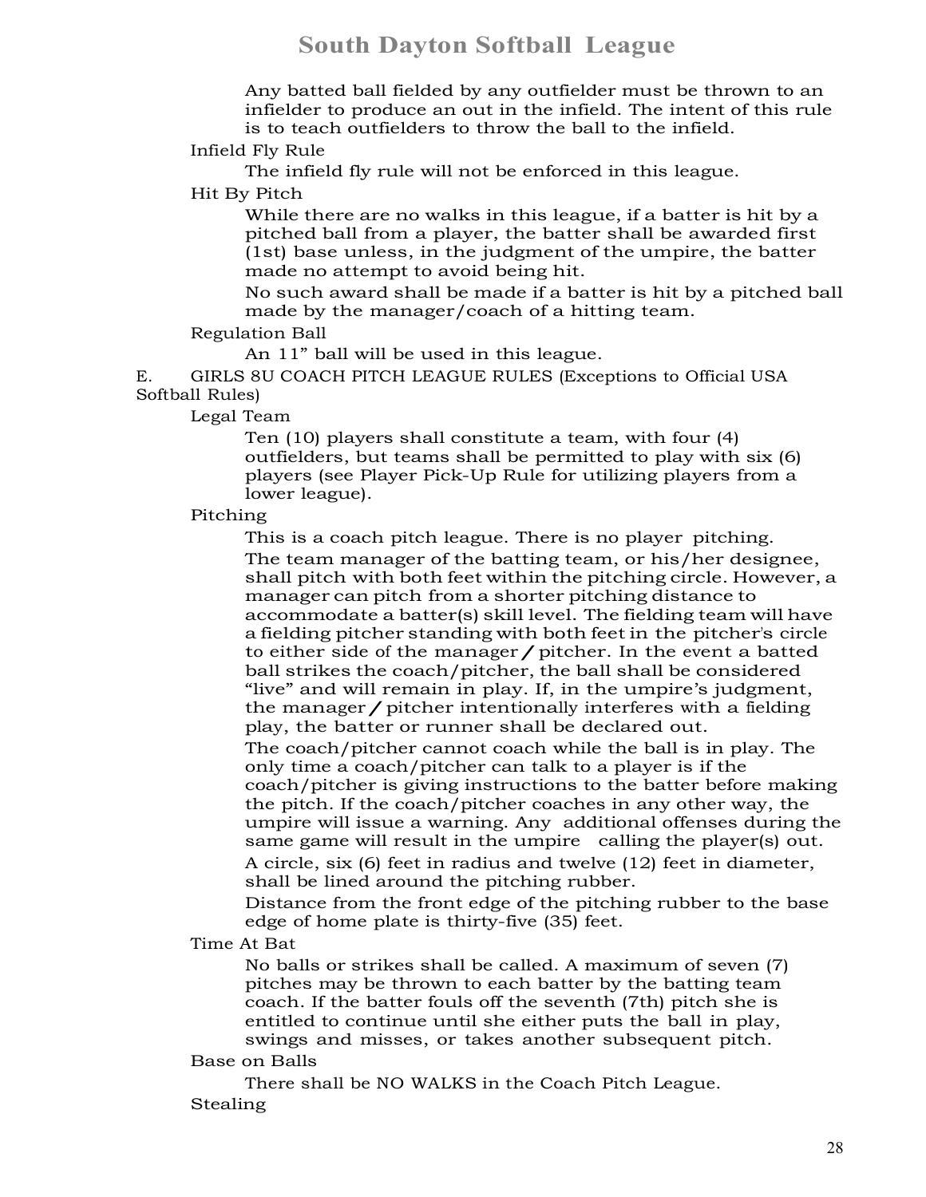Any batted ball fielded by any outfielder must be thrown to an infielder to produce an out in the infield. The intent of this rule is to teach outfielders to throw the ball to the infield.

Infield Fly Rule

The infield fly rule will not be enforced in this league.

Hit By Pitch

While there are no walks in this league, if a batter is hit by a pitched ball from a player, the batter shall be awarded first (1st) base unless, in the judgment of the umpire, the batter made no attempt to avoid being hit.

No such award shall be made if a batter is hit by a pitched ball made by the manager/coach of a hitting team.

Regulation Ball

An 11" ball will be used in this league.

E. GIRLS 8U COACH PITCH LEAGUE RULES (Exceptions to Official USA Softball Rules)

Legal Team

Ten (10) players shall constitute a team, with four (4) outfielders, but teams shall be permitted to play with six (6) players (see Player Pick-Up Rule for utilizing players from a lower league).

Pitching

This is a coach pitch league. There is no player pitching.

The team manager of the batting team, or his/her designee, shall pitch with both feet within the pitching circle. However, a manager can pitch from a shorter pitching distance to accommodate a batter(s) skill level. The fielding team will have a fielding pitcher standing with both feet in the pitcher's circle to either side of the manager/pitcher. In the event a batted ball strikes the coach/pitcher, the ball shall be considered "live" and will remain in play. If, in the umpire's judgment, the manager/pitcher intentionally interferes with a fielding play, the batter or runner shall be declared out.

The coach/pitcher cannot coach while the ball is in play. The only time a coach/pitcher can talk to a player is if the coach/pitcher is giving instructions to the batter before making the pitch. If the coach/pitcher coaches in any other way, the umpire will issue a warning. Any additional offenses during the same game will result in the umpire calling the player(s) out.

A circle, six (6) feet in radius and twelve (12) feet in diameter, shall be lined around the pitching rubber.

Distance from the front edge of the pitching rubber to the base edge of home plate is thirty-five (35) feet.

Time At Bat

No balls or strikes shall be called. A maximum of seven (7) pitches may be thrown to each batter by the batting team coach. If the batter fouls off the seventh (7th) pitch she is entitled to continue until she either puts the ball in play, swings and misses, or takes another subsequent pitch.

Base on Balls

There shall be NO WALKS in the Coach Pitch League.

Stealing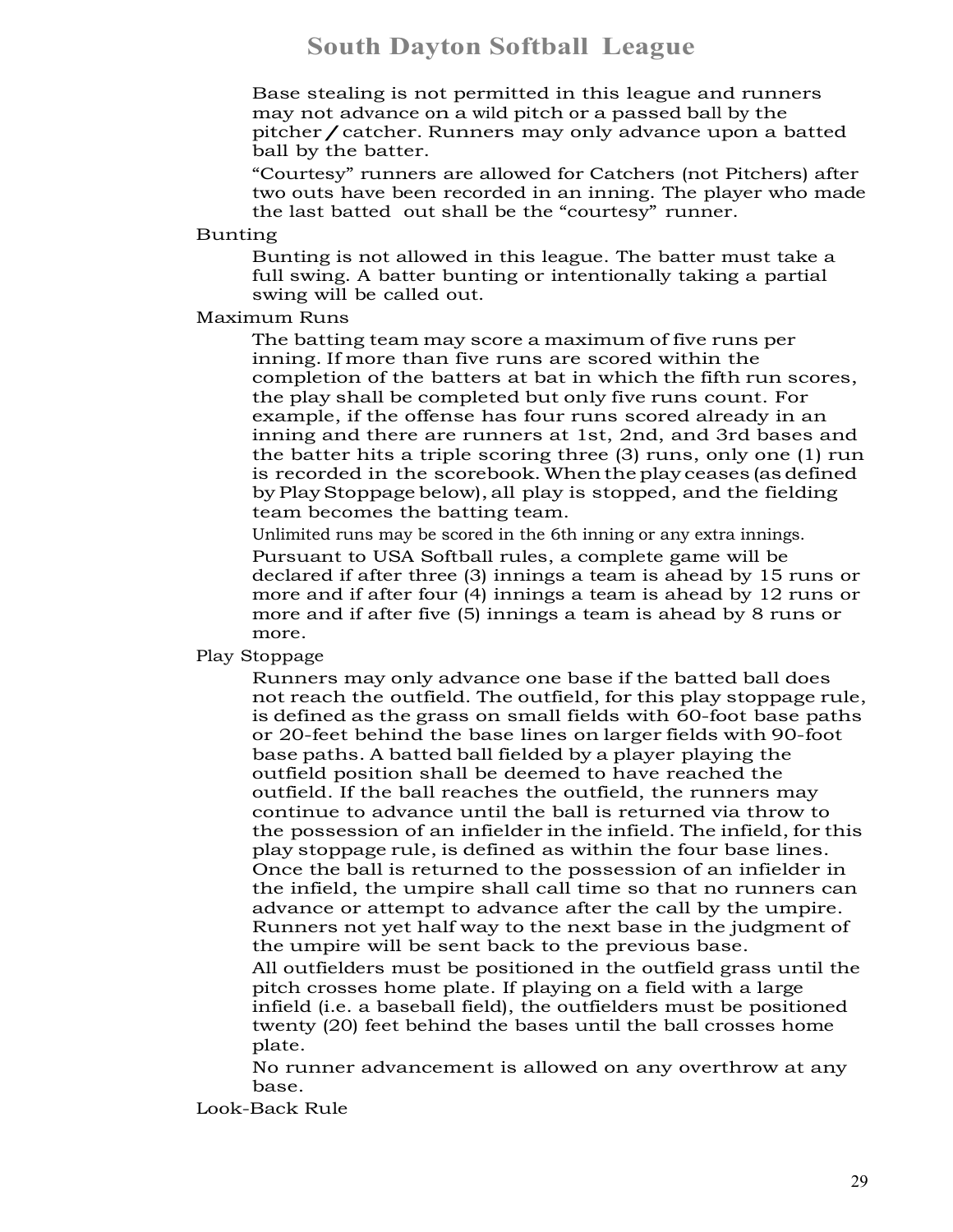Base stealing is not permitted in this league and runners may not advance on a wild pitch or a passed ball by the pitcher / catcher. Runners may only advance upon a batted ball by the batter.

"Courtesy" runners are allowed for Catchers (not Pitchers) after two outs have been recorded in an inning. The player who made the last batted out shall be the "courtesy" runner.

Bunting

Bunting is not allowed in this league. The batter must take a full swing. A batter bunting or intentionally taking a partial swing will be called out.

Maximum Runs

The batting team may score a maximum of five runs per inning. If more than five runs are scored within the completion of the batters at bat in which the fifth run scores, the play shall be completed but only five runs count. For example, if the offense has four runs scored already in an inning and there are runners at 1st, 2nd, and 3rd bases and the batter hits a triple scoring three (3) runs, only one (1) run is recorded in the scorebook. When the play ceases (as defined by Play Stoppage below), all play is stopped, and the fielding team becomes the batting team.

Unlimited runs may be scored in the 6th inning or any extra innings.

Pursuant to USA Softball rules, a complete game will be declared if after three (3) innings a team is ahead by 15 runs or more and if after four (4) innings a team is ahead by 12 runs or more and if after five (5) innings a team is ahead by 8 runs or more.

Play Stoppage

Runners may only advance one base if the batted ball does not reach the outfield. The outfield, for this play stoppage rule, is defined as the grass on small fields with 60-foot base paths or 20-feet behind the base lines on larger fields with 90-foot base paths. A batted ball fielded by a player playing the outfield position shall be deemed to have reached the outfield. If the ball reaches the outfield, the runners may continue to advance until the ball is returned via throw to the possession of an infielder in the infield. The infield, for this play stoppage rule, is defined as within the four base lines. Once the ball is returned to the possession of an infielder in the infield, the umpire shall call time so that no runners can advance or attempt to advance after the call by the umpire. Runners not yet half way to the next base in the judgment of the umpire will be sent back to the previous base.

All outfielders must be positioned in the outfield grass until the pitch crosses home plate. If playing on a field with a large infield (i.e. a baseball field), the outfielders must be positioned twenty (20) feet behind the bases until the ball crosses home plate.

No runner advancement is allowed on any overthrow at any base.

Look-Back Rule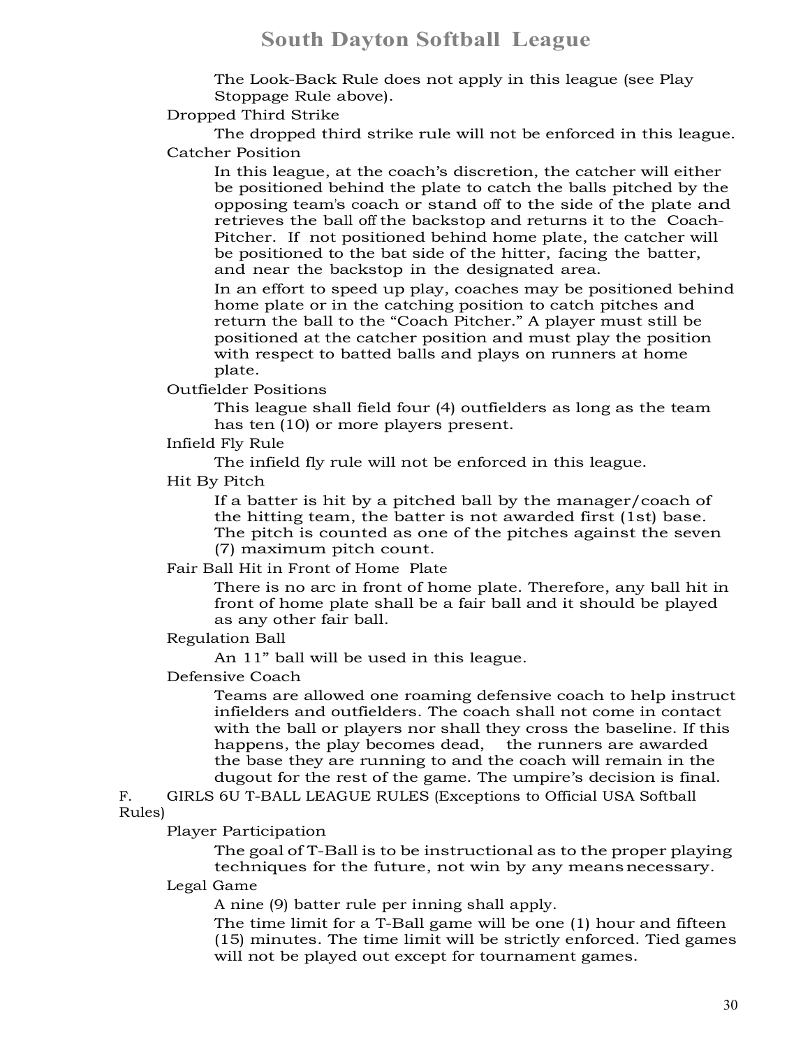The Look-Back Rule does not apply in this league (see Play Stoppage Rule above).

Dropped Third Strike

The dropped third strike rule will not be enforced in this league.

Catcher Position

In this league, at the coach's discretion, the catcher will either be positioned behind the plate to catch the balls pitched by the opposing team's coach or stand off to the side of the plate and retrieves the ball off the backstop and returns it to the Coach-Pitcher. If not positioned behind home plate, the catcher will be positioned to the bat side of the hitter, facing the batter, and near the backstop in the designated area.

In an effort to speed up play, coaches may be positioned behind home plate or in the catching position to catch pitches and return the ball to the "Coach Pitcher." A player must still be positioned at the catcher position and must play the position with respect to batted balls and plays on runners at home plate.

Outfielder Positions

This league shall field four (4) outfielders as long as the team has ten (10) or more players present.

Infield Fly Rule

The infield fly rule will not be enforced in this league.

Hit By Pitch

If a batter is hit by a pitched ball by the manager/coach of the hitting team, the batter is not awarded first (1st) base. The pitch is counted as one of the pitches against the seven (7) maximum pitch count.

Fair Ball Hit in Front of Home Plate

There is no arc in front of home plate. Therefore, any ball hit in front of home plate shall be a fair ball and it should be played as any other fair ball.

Regulation Ball

An 11" ball will be used in this league.

Defensive Coach

Teams are allowed one roaming defensive coach to help instruct infielders and outfielders. The coach shall not come in contact with the ball or players nor shall they cross the baseline. If this happens, the play becomes dead, the runners are awarded the base they are running to and the coach will remain in the dugout for the rest of the game. The umpire's decision is final.

F. GIRLS 6U T-BALL LEAGUE RULES (Exceptions to Official USA Softball Rules)

Player Participation

The goal of T-Ball is to be instructional as to the proper playing techniques for the future, not win by any means necessary.

Legal Game

A nine (9) batter rule per inning shall apply.

The time limit for a T-Ball game will be one (1) hour and fifteen (15) minutes. The time limit will be strictly enforced. Tied games will not be played out except for tournament games.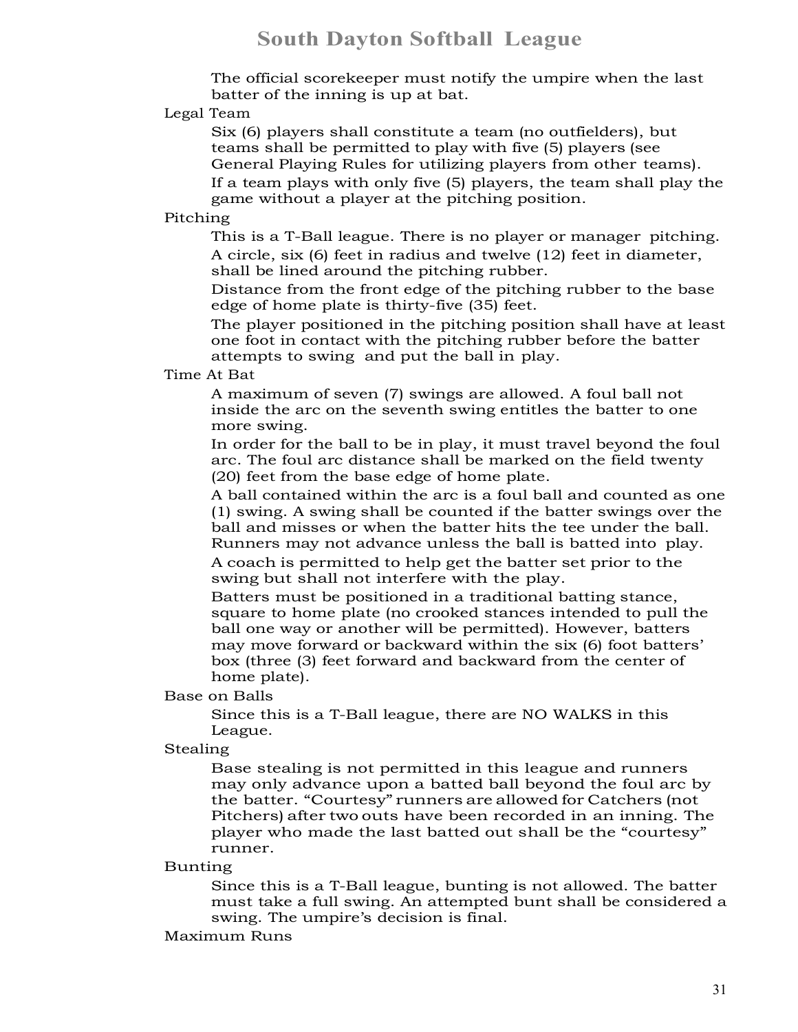The official scorekeeper must notify the umpire when the last batter of the inning is up at bat.

### Legal Team

Six (6) players shall constitute a team (no outfielders), but teams shall be permitted to play with five (5) players (see General Playing Rules for utilizing players from other teams).

If a team plays with only five (5) players, the team shall play the game without a player at the pitching position.

### Pitching

This is a T-Ball league. There is no player or manager pitching.

A circle, six (6) feet in radius and twelve (12) feet in diameter, shall be lined around the pitching rubber.

Distance from the front edge of the pitching rubber to the base edge of home plate is thirty-five (35) feet.

The player positioned in the pitching position shall have at least one foot in contact with the pitching rubber before the batter attempts to swing and put the ball in play.

### Time At Bat

A maximum of seven (7) swings are allowed. A foul ball not inside the arc on the seventh swing entitles the batter to one more swing.

In order for the ball to be in play, it must travel beyond the foul arc. The foul arc distance shall be marked on the field twenty (20) feet from the base edge of home plate.

A ball contained within the arc is a foul ball and counted as one (1) swing. A swing shall be counted if the batter swings over the ball and misses or when the batter hits the tee under the ball. Runners may not advance unless the ball is batted into play.

A coach is permitted to help get the batter set prior to the swing but shall not interfere with the play.

Batters must be positioned in a traditional batting stance, square to home plate (no crooked stances intended to pull the ball one way or another will be permitted). However, batters may move forward or backward within the six (6) foot batters' box (three (3) feet forward and backward from the center of home plate).

### Base on Balls

Since this is a T-Ball league, there are NO WALKS in this League.

### Stealing

Base stealing is not permitted in this league and runners may only advance upon a batted ball beyond the foul arc by the batter. "Courtesy" runners are allowed for Catchers (not Pitchers) after two outs have been recorded in an inning. The player who made the last batted out shall be the "courtesy" runner.

### Bunting

Since this is a T-Ball league, bunting is not allowed. The batter must take a full swing. An attempted bunt shall be considered a swing. The umpire's decision is final.

### Maximum Runs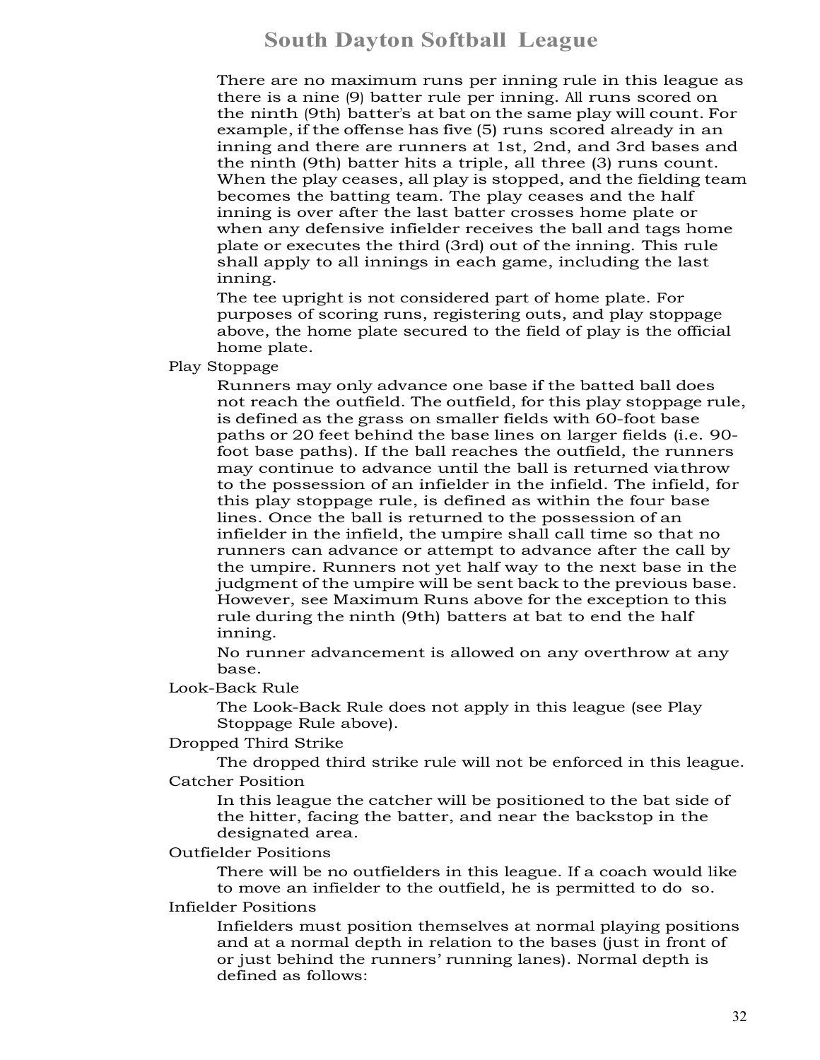There are no maximum runs per inning rule in this league as there is a nine (9) batter rule per inning. All runs scored on the ninth (9th) batter's at bat on the same play will count. For example, if the offense has five (5) runs scored already in an inning and there are runners at 1st, 2nd, and 3rd bases and the ninth (9th) batter hits a triple, all three (3) runs count. When the play ceases, all play is stopped, and the fielding team becomes the batting team. The play ceases and the half inning is over after the last batter crosses home plate or when any defensive infielder receives the ball and tags home plate or executes the third (3rd) out of the inning. This rule shall apply to all innings in each game, including the last inning.

The tee upright is not considered part of home plate. For purposes of scoring runs, registering outs, and play stoppage above, the home plate secured to the field of play is the official home plate.

Play Stoppage

Runners may only advance one base if the batted ball does not reach the outfield. The outfield, for this play stoppage rule, is defined as the grass on smaller fields with 60-foot base paths or 20 feet behind the base lines on larger fields (i.e. 90-foot base paths). If the ball reaches the outfield, the runners may continue to advance until the ball is returned via throw to the possession of an infielder in the infield. The infield, for this play stoppage rule, is defined as within the four base lines. Once the ball is returned to the possession of an infielder in the infield, the umpire shall call time so that no runners can advance or attempt to advance after the call by the umpire. Runners not yet half way to the next base in the judgment of the umpire will be sent back to the previous base. However, see Maximum Runs above for the exception to this rule during the ninth (9th) batters at bat to end the half inning.

No runner advancement is allowed on any overthrow at any base.

Look-Back Rule

The Look-Back Rule does not apply in this league (see Play Stoppage Rule above).

Dropped Third Strike

The dropped third strike rule will not be enforced in this league.

Catcher Position

In this league the catcher will be positioned to the bat side of the hitter, facing the batter, and near the backstop in the designated area.

Outfielder Positions

There will be no outfielders in this league. If a coach would like to move an infielder to the outfield, he is permitted to do so.

Infielder Positions

Infielders must position themselves at normal playing positions and at a normal depth in relation to the bases (just in front of or just behind the runners' running lanes). Normal depth is defined as follows: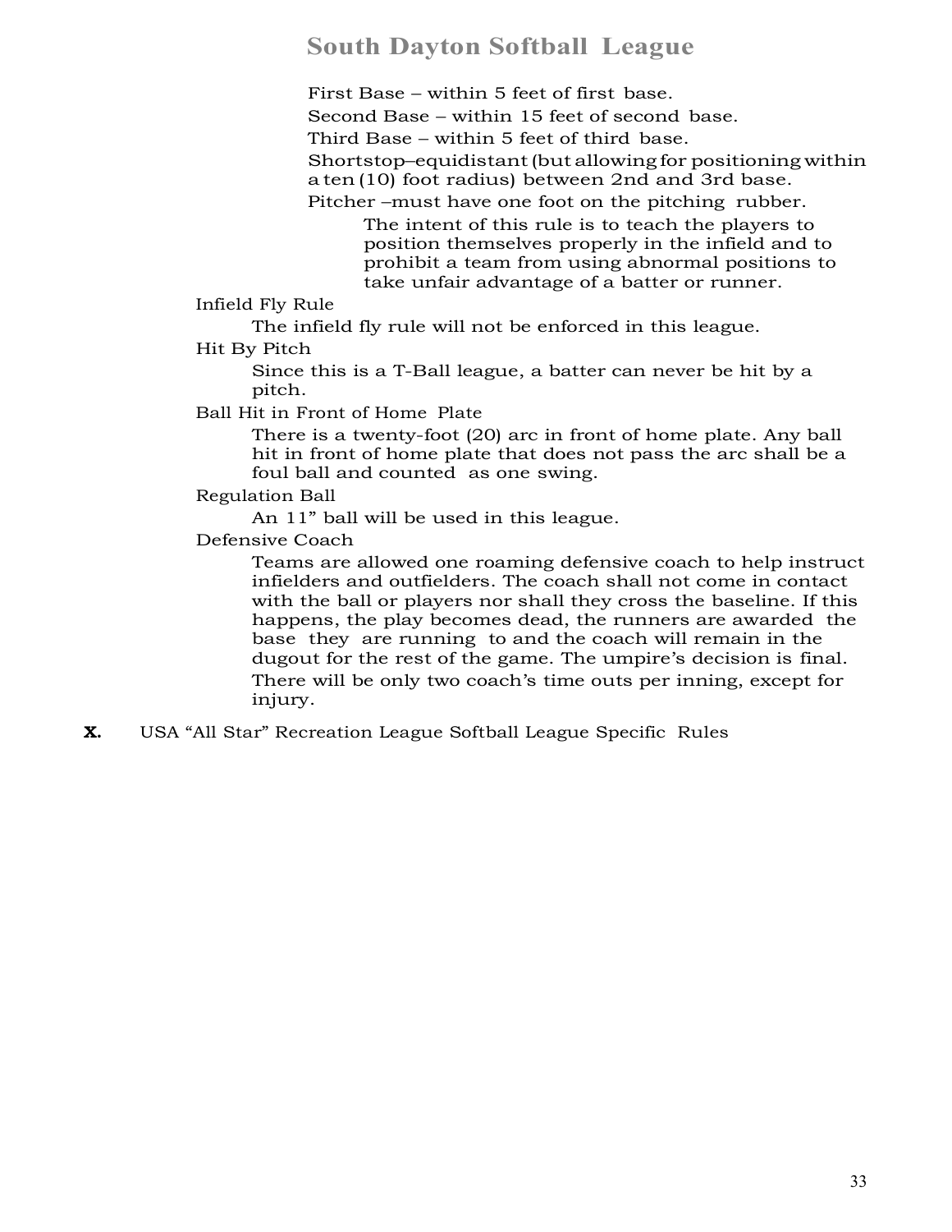First Base – within 5 feet of first base.

Second Base – within 15 feet of second base.

Third Base – within 5 feet of third base.

Shortstop–equidistant (but allowing for positioning within a ten (10) foot radius) between 2nd and 3rd base.

Pitcher –must have one foot on the pitching rubber.

The intent of this rule is to teach the players to position themselves properly in the infield and to prohibit a team from using abnormal positions to take unfair advantage of a batter or runner.

Infield Fly Rule

The infield fly rule will not be enforced in this league.

Hit By Pitch

Since this is a T-Ball league, a batter can never be hit by a pitch.

Ball Hit in Front of Home Plate

There is a twenty-foot (20) arc in front of home plate. Any ball hit in front of home plate that does not pass the arc shall be a foul ball and counted as one swing.

Regulation Ball

An 11" ball will be used in this league.

Defensive Coach

Teams are allowed one roaming defensive coach to help instruct infielders and outfielders. The coach shall not come in contact with the ball or players nor shall they cross the baseline. If this happens, the play becomes dead, the runners are awarded the base they are running to and the coach will remain in the dugout for the rest of the game. The umpire's decision is final.

There will be only two coach's time outs per inning, except for injury.

**X.** USA "All Star" Recreation League Softball League Specific Rules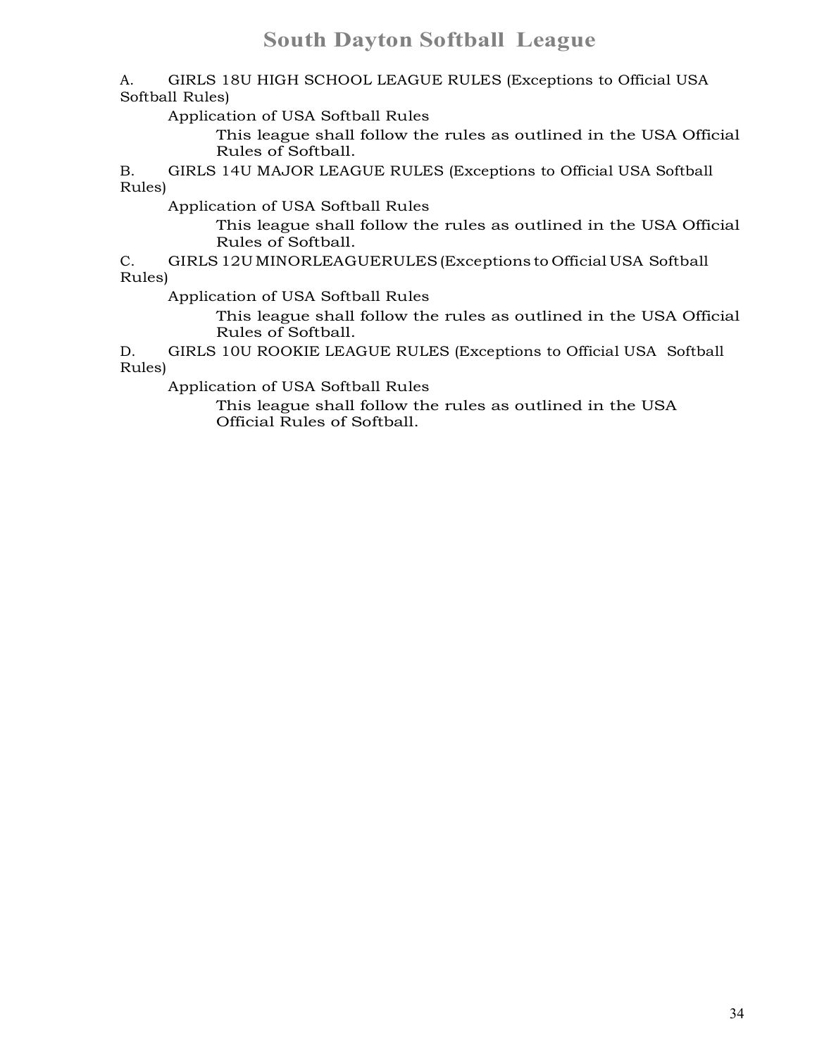A. GIRLS 18U HIGH SCHOOL LEAGUE RULES (Exceptions to Official USA Softball Rules)

Application of USA Softball Rules

This league shall follow the rules as outlined in the USA Official Rules of Softball.

B. GIRLS 14U MAJOR LEAGUE RULES (Exceptions to Official USA Softball Rules)

Application of USA Softball Rules

This league shall follow the rules as outlined in the USA Official Rules of Softball.

C. GIRLS 12U MINORLEAGUERULES (Exceptions to Official USA Softball Rules)

Application of USA Softball Rules

This league shall follow the rules as outlined in the USA Official Rules of Softball.

D. GIRLS 10U ROOKIE LEAGUE RULES (Exceptions to Official USA Softball Rules)

Application of USA Softball Rules

This league shall follow the rules as outlined in the USA Official Rules of Softball.